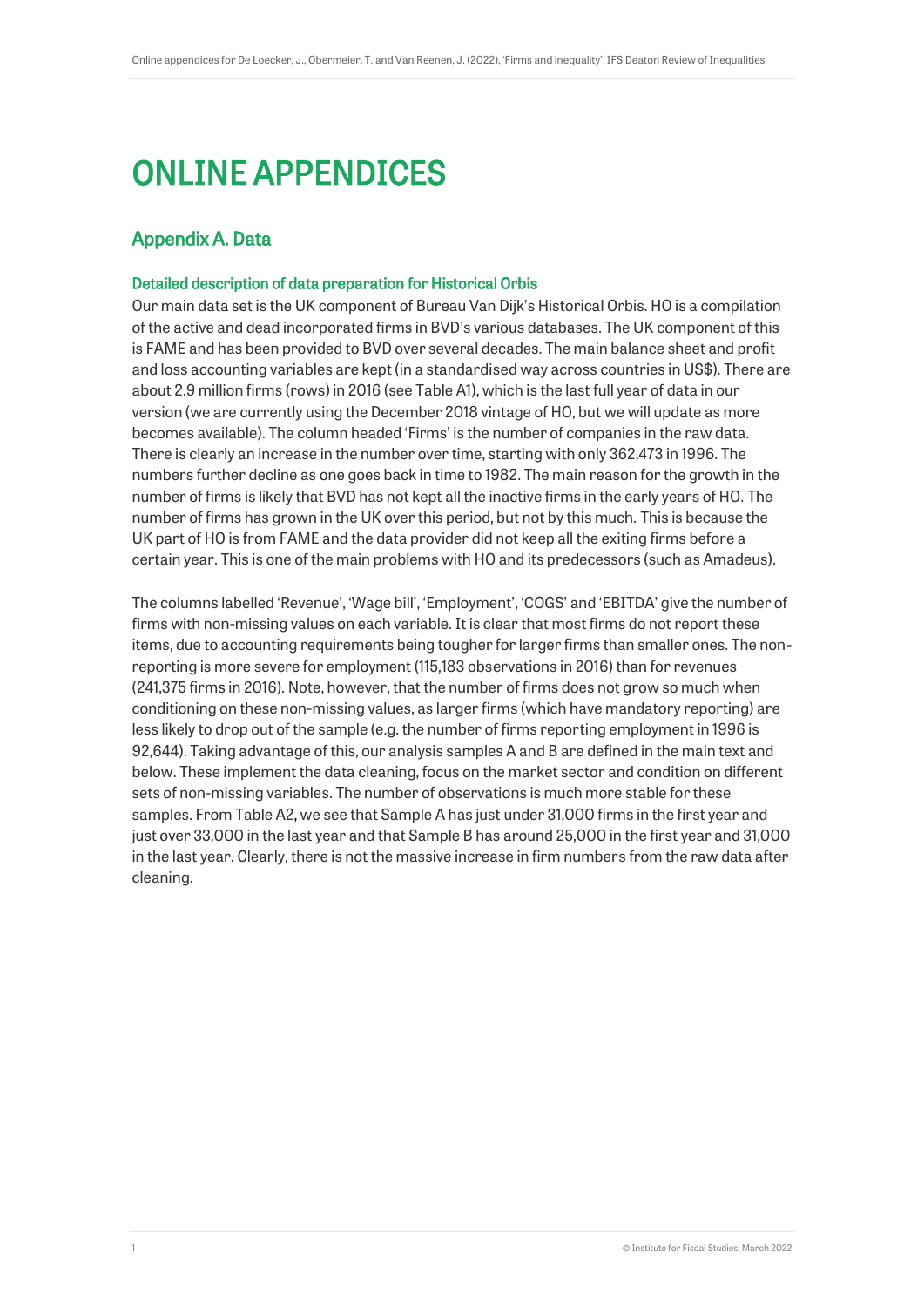# ONLINE APPENDICES

## Appendix A. Data

### Detailed description of data preparation for Historical Orbis

Our main data set is the UK component of Bureau Van Dijk's Historical Orbis. HO is a compilation of the active and dead incorporated firms in BVD's various databases. The UK component of this is FAME and has been provided to BVD over several decades. The main balance sheet and profit and loss accounting variables are kept (in a standardised way across countries in US$). There are about 2.9 million firms (rows) in 2016 (see Table A1), which is the last full year of data in our version (we are currently using the December 2018 vintage of HO, but we will update as more becomes available). The column headed 'Firms' is the number of companies in the raw data. There is clearly an increase in the number over time, starting with only 362,473 in 1996. The numbers further decline as one goes back in time to 1982. The main reason for the growth in the number of firms is likely that BVD has not kept all the inactive firms in the early years of HO. The number of firms has grown in the UK over this period, but not by this much. This is because the UK part of HO is from FAME and the data provider did not keep all the exiting firms before a certain year. This is one of the main problems with HO and its predecessors (such as Amadeus).

The columns labelled 'Revenue', 'Wage bill', 'Employment', 'COGS' and 'EBITDA' give the number of firms with non-missing values on each variable. It is clear that most firms do not report these items, due to accounting requirements being tougher for larger firms than smaller ones. The non-reporting is more severe for employment (115,183 observations in 2016) than for revenues (241,375 firms in 2016). Note, however, that the number of firms does not grow so much when conditioning on these non-missing values, as larger firms (which have mandatory reporting) are less likely to drop out of the sample (e.g. the number of firms reporting employment in 1996 is 92,644). Taking advantage of this, our analysis samples A and B are defined in the main text and below. These implement the data cleaning, focus on the market sector and condition on different sets of non-missing variables. The number of observations is much more stable for these samples. From Table A2, we see that Sample A has just under 31,000 firms in the first year and just over 33,000 in the last year and that Sample B has around 25,000 in the first year and 31,000 in the last year. Clearly, there is not the massive increase in firm numbers from the raw data after cleaning.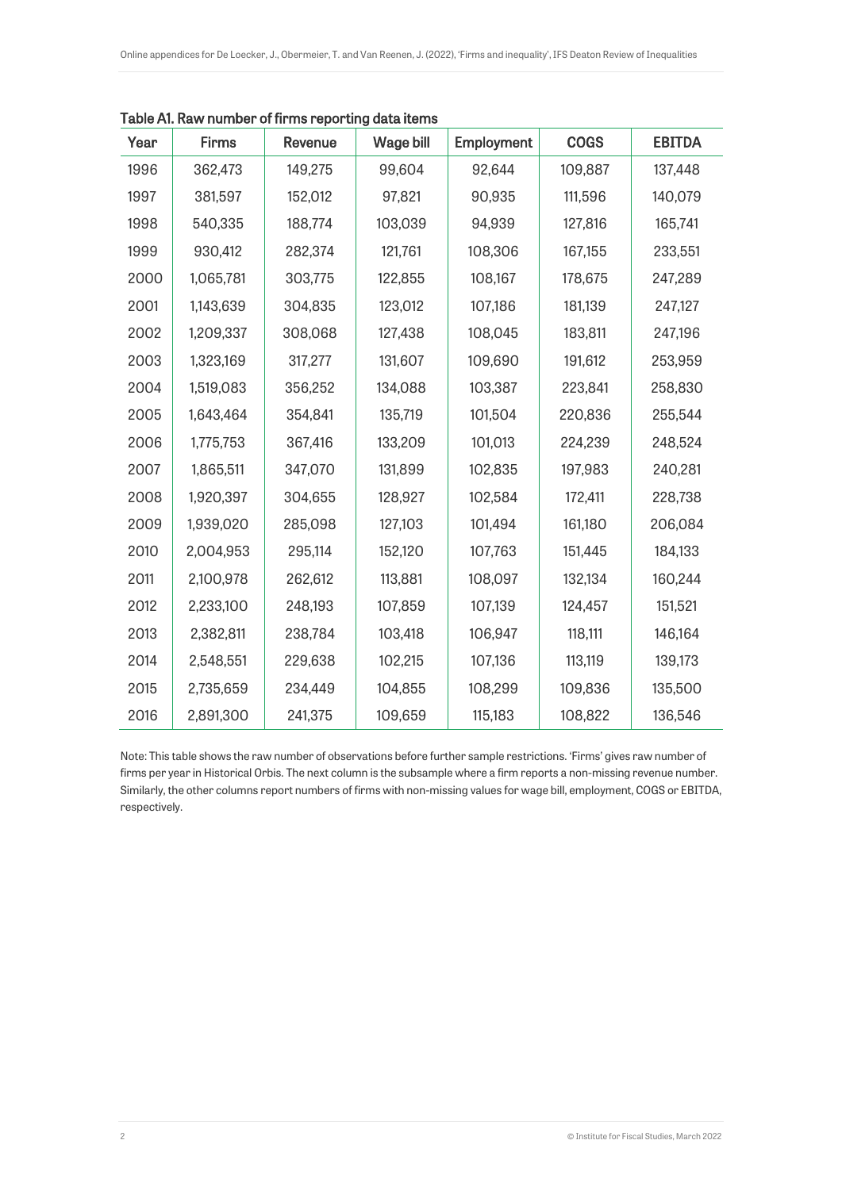**Table A1. Raw number of firms reporting data items**

| Year | Firms | Revenue | Wage bill | Employment | COGS | EBITDA |
|---|---|---|---|---|---|---|
| 1996 | 362,473 | 149,275 | 99,604 | 92,644 | 109,887 | 137,448 |
| 1997 | 381,597 | 152,012 | 97,821 | 90,935 | 111,596 | 140,079 |
| 1998 | 540,335 | 188,774 | 103,039 | 94,939 | 127,816 | 165,741 |
| 1999 | 930,412 | 282,374 | 121,761 | 108,306 | 167,155 | 233,551 |
| 2000 | 1,065,781 | 303,775 | 122,855 | 108,167 | 178,675 | 247,289 |
| 2001 | 1,143,639 | 304,835 | 123,012 | 107,186 | 181,139 | 247,127 |
| 2002 | 1,209,337 | 308,068 | 127,438 | 108,045 | 183,811 | 247,196 |
| 2003 | 1,323,169 | 317,277 | 131,607 | 109,690 | 191,612 | 253,959 |
| 2004 | 1,519,083 | 356,252 | 134,088 | 103,387 | 223,841 | 258,830 |
| 2005 | 1,643,464 | 354,841 | 135,719 | 101,504 | 220,836 | 255,544 |
| 2006 | 1,775,753 | 367,416 | 133,209 | 101,013 | 224,239 | 248,524 |
| 2007 | 1,865,511 | 347,070 | 131,899 | 102,835 | 197,983 | 240,281 |
| 2008 | 1,920,397 | 304,655 | 128,927 | 102,584 | 172,411 | 228,738 |
| 2009 | 1,939,020 | 285,098 | 127,103 | 101,494 | 161,180 | 206,084 |
| 2010 | 2,004,953 | 295,114 | 152,120 | 107,763 | 151,445 | 184,133 |
| 2011 | 2,100,978 | 262,612 | 113,881 | 108,097 | 132,134 | 160,244 |
| 2012 | 2,233,100 | 248,193 | 107,859 | 107,139 | 124,457 | 151,521 |
| 2013 | 2,382,811 | 238,784 | 103,418 | 106,947 | 118,111 | 146,164 |
| 2014 | 2,548,551 | 229,638 | 102,215 | 107,136 | 113,119 | 139,173 |
| 2015 | 2,735,659 | 234,449 | 104,855 | 108,299 | 109,836 | 135,500 |
| 2016 | 2,891,300 | 241,375 | 109,659 | 115,183 | 108,822 | 136,546 |

Note: This table shows the raw number of observations before further sample restrictions. 'Firms' gives raw number of firms per year in Historical Orbis. The next column is the subsample where a firm reports a non-missing revenue number. Similarly, the other columns report numbers of firms with non-missing values for wage bill, employment, COGS or EBITDA, respectively.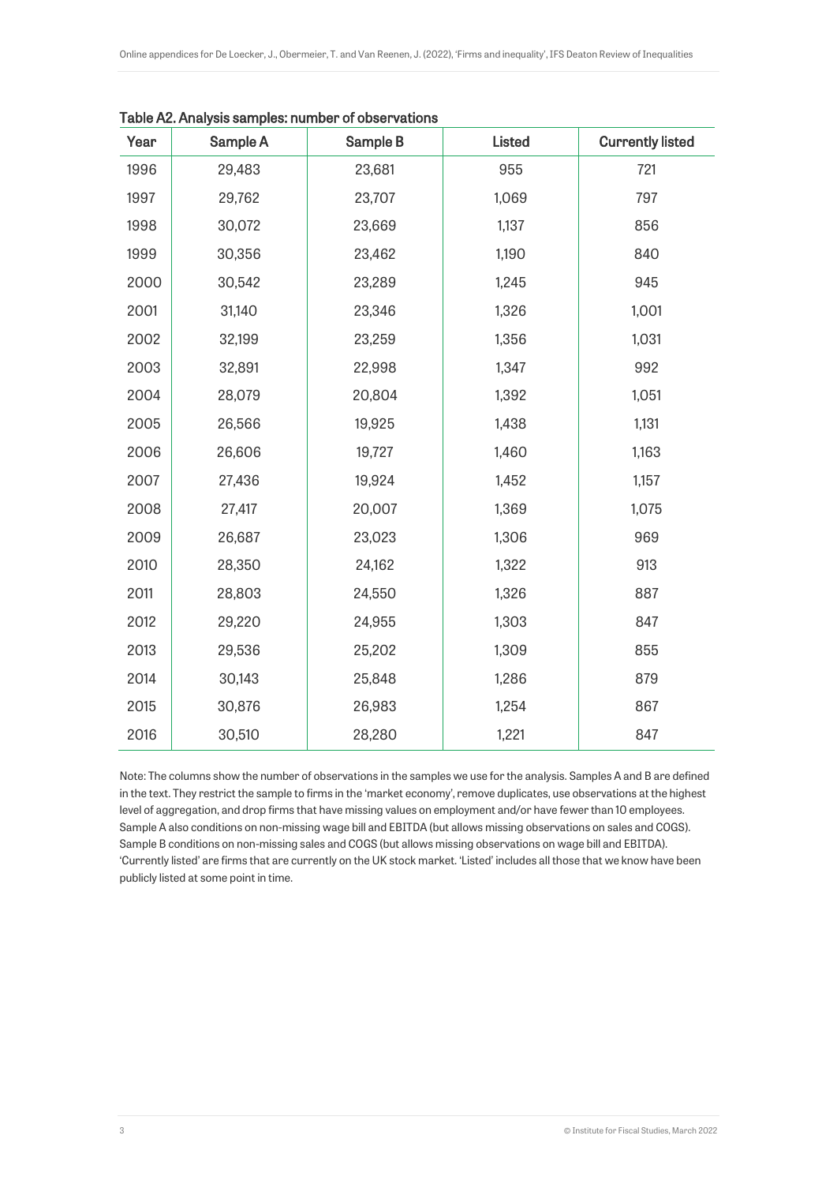Table A2. Analysis samples: number of observations

| Year | Sample A | Sample B | Listed | Currently listed |
|---|---|---|---|---|
| 1996 | 29,483 | 23,681 | 955 | 721 |
| 1997 | 29,762 | 23,707 | 1,069 | 797 |
| 1998 | 30,072 | 23,669 | 1,137 | 856 |
| 1999 | 30,356 | 23,462 | 1,190 | 840 |
| 2000 | 30,542 | 23,289 | 1,245 | 945 |
| 2001 | 31,140 | 23,346 | 1,326 | 1,001 |
| 2002 | 32,199 | 23,259 | 1,356 | 1,031 |
| 2003 | 32,891 | 22,998 | 1,347 | 992 |
| 2004 | 28,079 | 20,804 | 1,392 | 1,051 |
| 2005 | 26,566 | 19,925 | 1,438 | 1,131 |
| 2006 | 26,606 | 19,727 | 1,460 | 1,163 |
| 2007 | 27,436 | 19,924 | 1,452 | 1,157 |
| 2008 | 27,417 | 20,007 | 1,369 | 1,075 |
| 2009 | 26,687 | 23,023 | 1,306 | 969 |
| 2010 | 28,350 | 24,162 | 1,322 | 913 |
| 2011 | 28,803 | 24,550 | 1,326 | 887 |
| 2012 | 29,220 | 24,955 | 1,303 | 847 |
| 2013 | 29,536 | 25,202 | 1,309 | 855 |
| 2014 | 30,143 | 25,848 | 1,286 | 879 |
| 2015 | 30,876 | 26,983 | 1,254 | 867 |
| 2016 | 30,510 | 28,280 | 1,221 | 847 |

Note: The columns show the number of observations in the samples we use for the analysis. Samples A and B are defined in the text. They restrict the sample to firms in the 'market economy', remove duplicates, use observations at the highest level of aggregation, and drop firms that have missing values on employment and/or have fewer than 10 employees. Sample A also conditions on non-missing wage bill and EBITDA (but allows missing observations on sales and COGS). Sample B conditions on non-missing sales and COGS (but allows missing observations on wage bill and EBITDA). 'Currently listed' are firms that are currently on the UK stock market. 'Listed' includes all those that we know have been publicly listed at some point in time.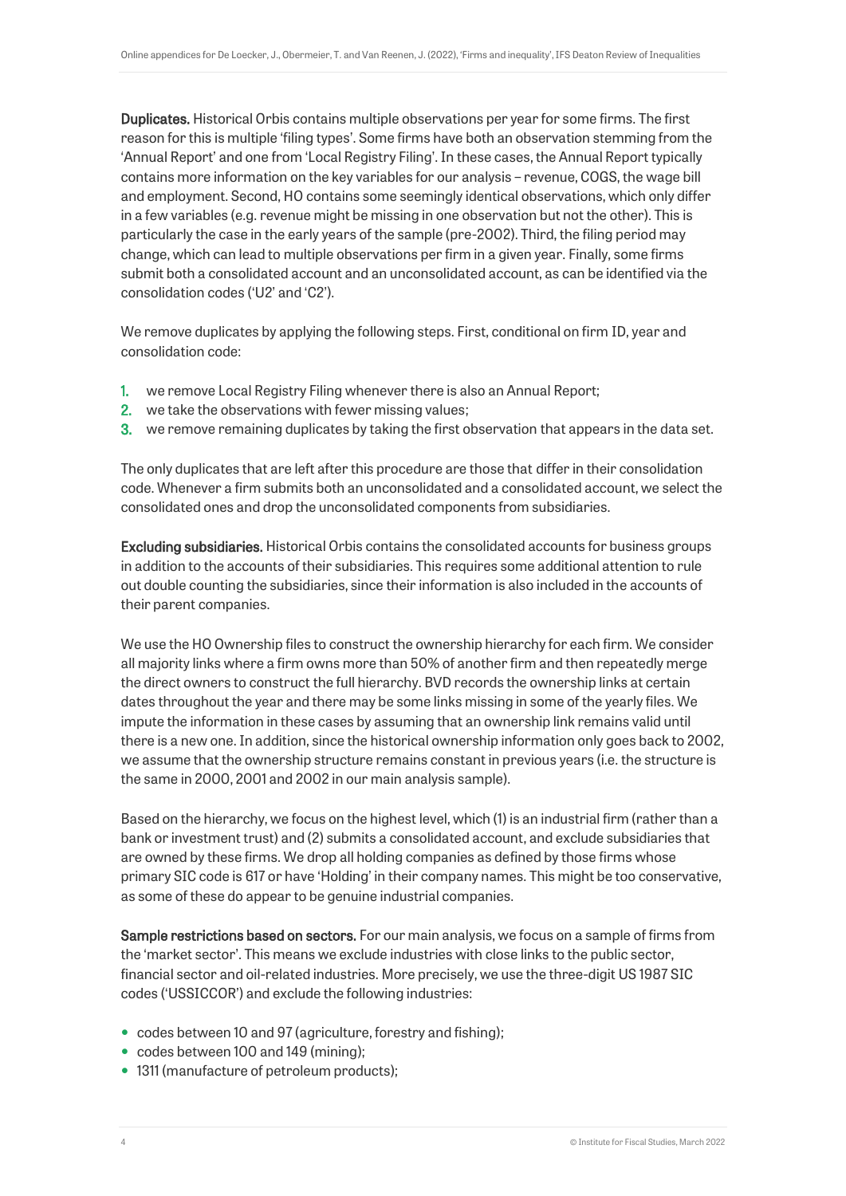**Duplicates.** Historical Orbis contains multiple observations per year for some firms. The first reason for this is multiple 'filing types'. Some firms have both an observation stemming from the 'Annual Report' and one from 'Local Registry Filing'. In these cases, the Annual Report typically contains more information on the key variables for our analysis – revenue, COGS, the wage bill and employment. Second, HO contains some seemingly identical observations, which only differ in a few variables (e.g. revenue might be missing in one observation but not the other). This is particularly the case in the early years of the sample (pre-2002). Third, the filing period may change, which can lead to multiple observations per firm in a given year. Finally, some firms submit both a consolidated account and an unconsolidated account, as can be identified via the consolidation codes ('U2' and 'C2').

We remove duplicates by applying the following steps. First, conditional on firm ID, year and consolidation code:

1. we remove Local Registry Filing whenever there is also an Annual Report;
2. we take the observations with fewer missing values;
3. we remove remaining duplicates by taking the first observation that appears in the data set.

The only duplicates that are left after this procedure are those that differ in their consolidation code. Whenever a firm submits both an unconsolidated and a consolidated account, we select the consolidated ones and drop the unconsolidated components from subsidiaries.

**Excluding subsidiaries.** Historical Orbis contains the consolidated accounts for business groups in addition to the accounts of their subsidiaries. This requires some additional attention to rule out double counting the subsidiaries, since their information is also included in the accounts of their parent companies.

We use the HO Ownership files to construct the ownership hierarchy for each firm. We consider all majority links where a firm owns more than 50% of another firm and then repeatedly merge the direct owners to construct the full hierarchy. BVD records the ownership links at certain dates throughout the year and there may be some links missing in some of the yearly files. We impute the information in these cases by assuming that an ownership link remains valid until there is a new one. In addition, since the historical ownership information only goes back to 2002, we assume that the ownership structure remains constant in previous years (i.e. the structure is the same in 2000, 2001 and 2002 in our main analysis sample).

Based on the hierarchy, we focus on the highest level, which (1) is an industrial firm (rather than a bank or investment trust) and (2) submits a consolidated account, and exclude subsidiaries that are owned by these firms. We drop all holding companies as defined by those firms whose primary SIC code is 617 or have 'Holding' in their company names. This might be too conservative, as some of these do appear to be genuine industrial companies.

**Sample restrictions based on sectors.** For our main analysis, we focus on a sample of firms from the 'market sector'. This means we exclude industries with close links to the public sector, financial sector and oil-related industries. More precisely, we use the three-digit US 1987 SIC codes ('USSICCOR') and exclude the following industries:

- codes between 10 and 97 (agriculture, forestry and fishing);
- codes between 100 and 149 (mining);
- 1311 (manufacture of petroleum products);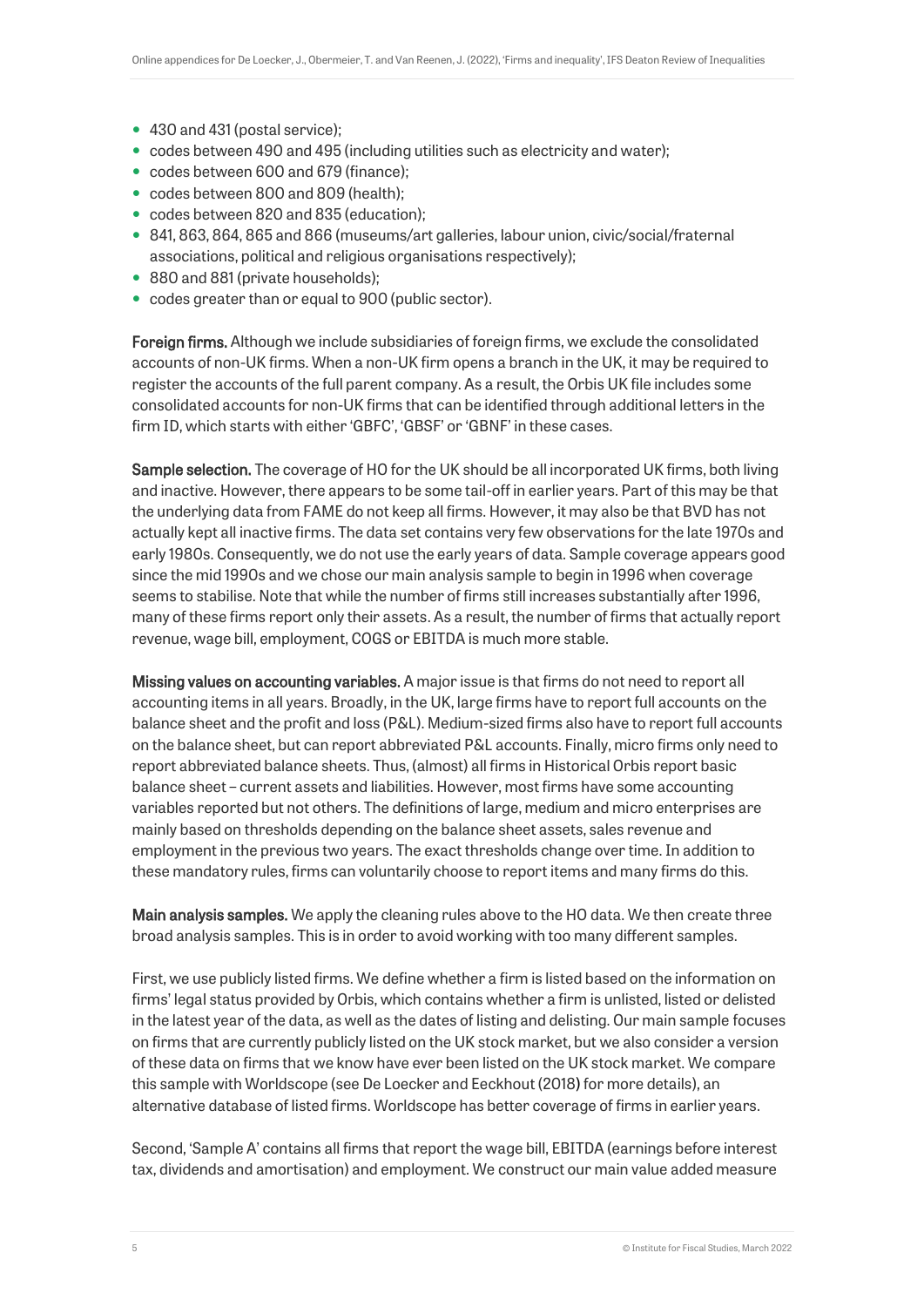- 430 and 431 (postal service);
- codes between 490 and 495 (including utilities such as electricity and water);
- codes between 600 and 679 (finance);
- codes between 800 and 809 (health);
- codes between 820 and 835 (education);
- 841, 863, 864, 865 and 866 (museums/art galleries, labour union, civic/social/fraternal associations, political and religious organisations respectively);
- 880 and 881 (private households);
- codes greater than or equal to 900 (public sector).

**Foreign firms.** Although we include subsidiaries of foreign firms, we exclude the consolidated accounts of non-UK firms. When a non-UK firm opens a branch in the UK, it may be required to register the accounts of the full parent company. As a result, the Orbis UK file includes some consolidated accounts for non-UK firms that can be identified through additional letters in the firm ID, which starts with either 'GBFC', 'GBSF' or 'GBNF' in these cases.

**Sample selection.** The coverage of HO for the UK should be all incorporated UK firms, both living and inactive. However, there appears to be some tail-off in earlier years. Part of this may be that the underlying data from FAME do not keep all firms. However, it may also be that BVD has not actually kept all inactive firms. The data set contains very few observations for the late 1970s and early 1980s. Consequently, we do not use the early years of data. Sample coverage appears good since the mid 1990s and we chose our main analysis sample to begin in 1996 when coverage seems to stabilise. Note that while the number of firms still increases substantially after 1996, many of these firms report only their assets. As a result, the number of firms that actually report revenue, wage bill, employment, COGS or EBITDA is much more stable.

**Missing values on accounting variables.** A major issue is that firms do not need to report all accounting items in all years. Broadly, in the UK, large firms have to report full accounts on the balance sheet and the profit and loss (P&L). Medium-sized firms also have to report full accounts on the balance sheet, but can report abbreviated P&L accounts. Finally, micro firms only need to report abbreviated balance sheets. Thus, (almost) all firms in Historical Orbis report basic balance sheet – current assets and liabilities. However, most firms have some accounting variables reported but not others. The definitions of large, medium and micro enterprises are mainly based on thresholds depending on the balance sheet assets, sales revenue and employment in the previous two years. The exact thresholds change over time. In addition to these mandatory rules, firms can voluntarily choose to report items and many firms do this.

**Main analysis samples.** We apply the cleaning rules above to the HO data. We then create three broad analysis samples. This is in order to avoid working with too many different samples.

First, we use publicly listed firms. We define whether a firm is listed based on the information on firms' legal status provided by Orbis, which contains whether a firm is unlisted, listed or delisted in the latest year of the data, as well as the dates of listing and delisting. Our main sample focuses on firms that are currently publicly listed on the UK stock market, but we also consider a version of these data on firms that we know have ever been listed on the UK stock market. We compare this sample with Worldscope (see De Loecker and Eeckhout (2018) for more details), an alternative database of listed firms. Worldscope has better coverage of firms in earlier years.

Second, 'Sample A' contains all firms that report the wage bill, EBITDA (earnings before interest tax, dividends and amortisation) and employment. We construct our main value added measure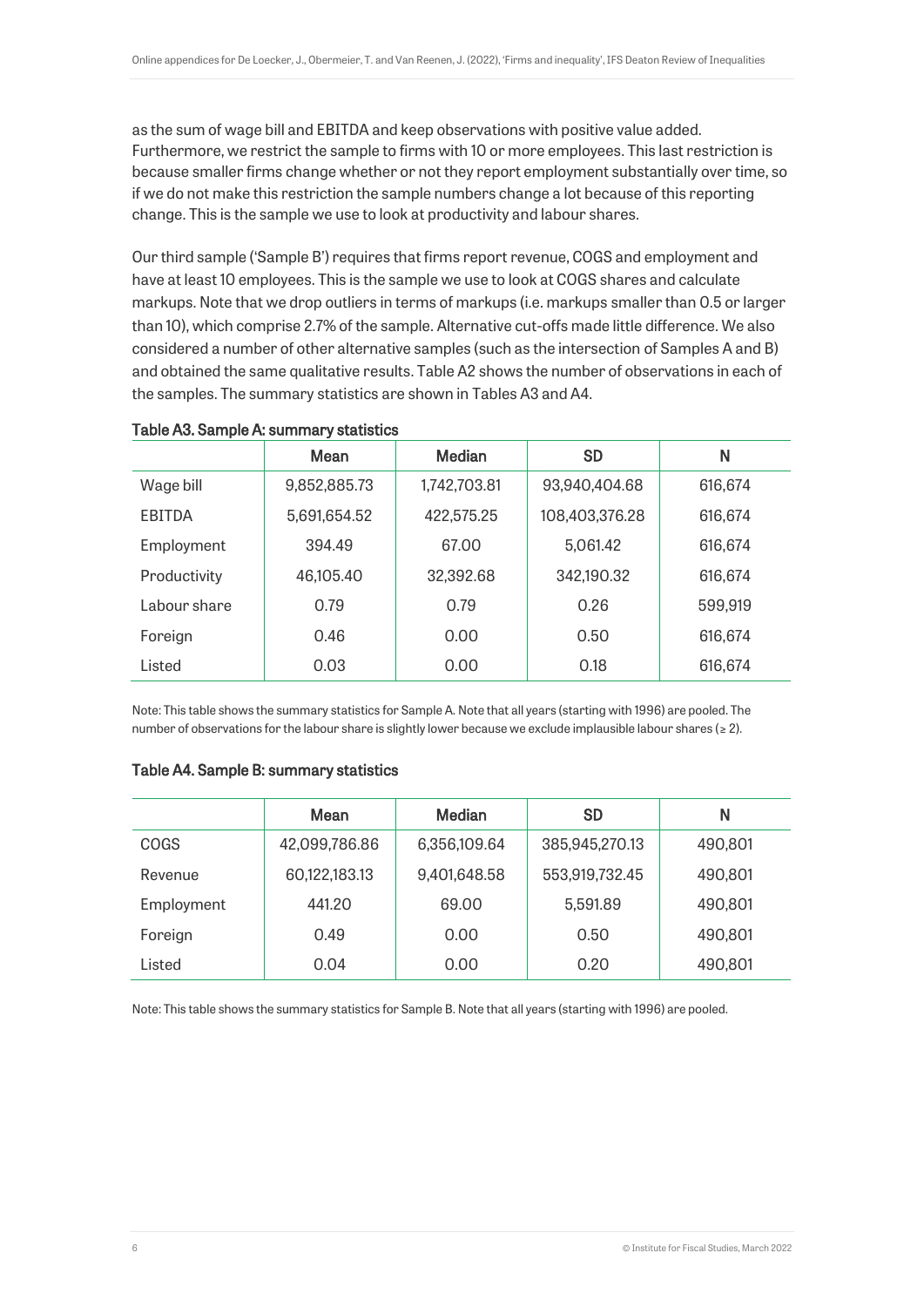as the sum of wage bill and EBITDA and keep observations with positive value added. Furthermore, we restrict the sample to firms with 10 or more employees. This last restriction is because smaller firms change whether or not they report employment substantially over time, so if we do not make this restriction the sample numbers change a lot because of this reporting change. This is the sample we use to look at productivity and labour shares.

Our third sample ('Sample B') requires that firms report revenue, COGS and employment and have at least 10 employees. This is the sample we use to look at COGS shares and calculate markups. Note that we drop outliers in terms of markups (i.e. markups smaller than 0.5 or larger than 10), which comprise 2.7% of the sample. Alternative cut-offs made little difference. We also considered a number of other alternative samples (such as the intersection of Samples A and B) and obtained the same qualitative results. Table A2 shows the number of observations in each of the samples. The summary statistics are shown in Tables A3 and A4.

**Table A3. Sample A: summary statistics**

| | Mean | Median | SD | N |
|---|---|---|---|---|
| Wage bill | 9,852,885.73 | 1,742,703.81 | 93,940,404.68 | 616,674 |
| EBITDA | 5,691,654.52 | 422,575.25 | 108,403,376.28 | 616,674 |
| Employment | 394.49 | 67.00 | 5,061.42 | 616,674 |
| Productivity | 46,105.40 | 32,392.68 | 342,190.32 | 616,674 |
| Labour share | 0.79 | 0.79 | 0.26 | 599,919 |
| Foreign | 0.46 | 0.00 | 0.50 | 616,674 |
| Listed | 0.03 | 0.00 | 0.18 | 616,674 |

Note: This table shows the summary statistics for Sample A. Note that all years (starting with 1996) are pooled. The number of observations for the labour share is slightly lower because we exclude implausible labour shares (≥ 2).

**Table A4. Sample B: summary statistics**

| | Mean | Median | SD | N |
|---|---|---|---|---|
| COGS | 42,099,786.86 | 6,356,109.64 | 385,945,270.13 | 490,801 |
| Revenue | 60,122,183.13 | 9,401,648.58 | 553,919,732.45 | 490,801 |
| Employment | 441.20 | 69.00 | 5,591.89 | 490,801 |
| Foreign | 0.49 | 0.00 | 0.50 | 490,801 |
| Listed | 0.04 | 0.00 | 0.20 | 490,801 |

Note: This table shows the summary statistics for Sample B. Note that all years (starting with 1996) are pooled.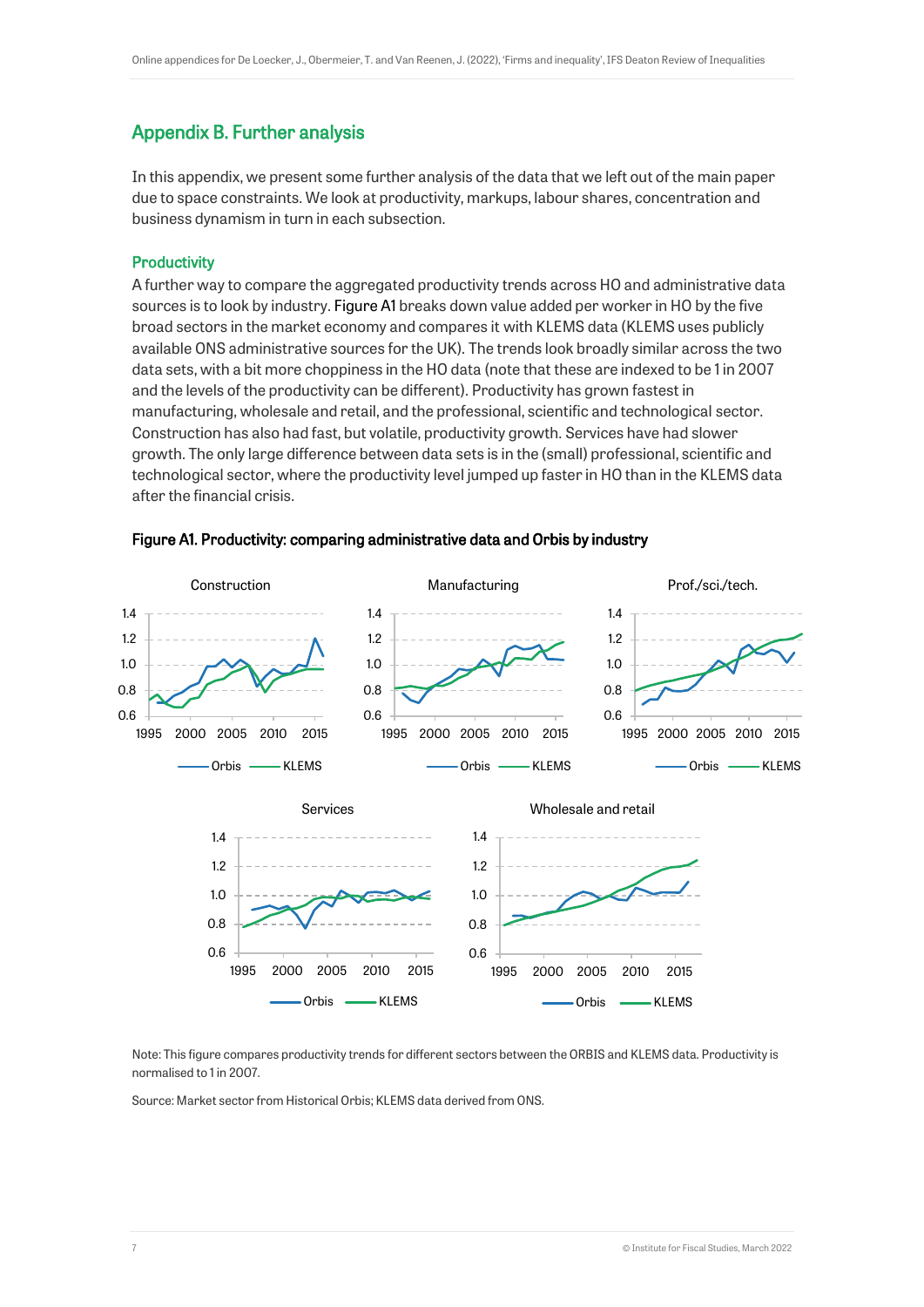## Appendix B. Further analysis

In this appendix, we present some further analysis of the data that we left out of the main paper due to space constraints. We look at productivity, markups, labour shares, concentration and business dynamism in turn in each subsection.

### Productivity

A further way to compare the aggregated productivity trends across HO and administrative data sources is to look by industry. Figure A1 breaks down value added per worker in HO by the five broad sectors in the market economy and compares it with KLEMS data (KLEMS uses publicly available ONS administrative sources for the UK). The trends look broadly similar across the two data sets, with a bit more choppiness in the HO data (note that these are indexed to be 1 in 2007 and the levels of the productivity can be different). Productivity has grown fastest in manufacturing, wholesale and retail, and the professional, scientific and technological sector. Construction has also had fast, but volatile, productivity growth. Services have had slower growth. The only large difference between data sets is in the (small) professional, scientific and technological sector, where the productivity level jumped up faster in HO than in the KLEMS data after the financial crisis.

**Figure A1. Productivity: comparing administrative data and Orbis by industry**

Note: This figure compares productivity trends for different sectors between the ORBIS and KLEMS data. Productivity is normalised to 1 in 2007.

Source: Market sector from Historical Orbis; KLEMS data derived from ONS.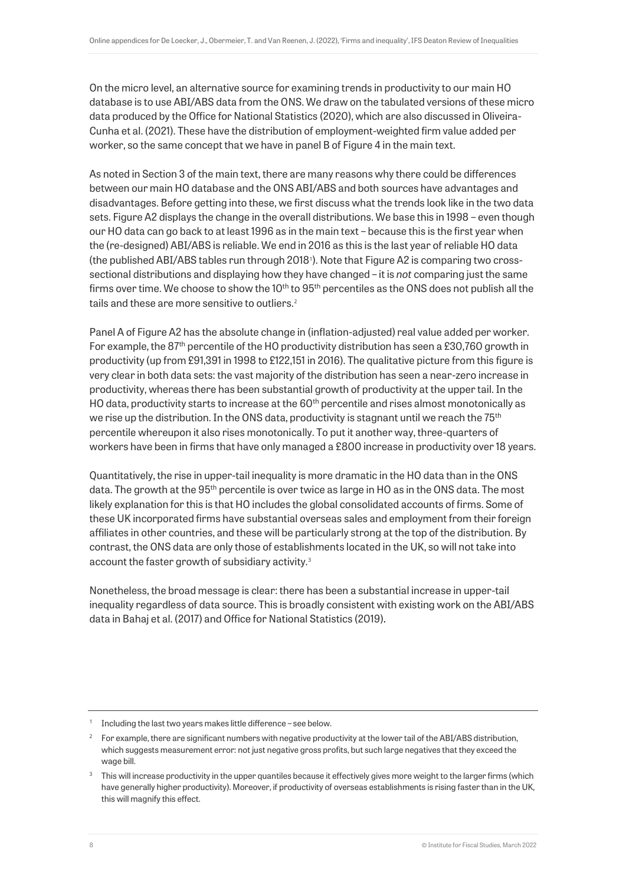On the micro level, an alternative source for examining trends in productivity to our main HO database is to use ABI/ABS data from the ONS. We draw on the tabulated versions of these micro data produced by the Office for National Statistics (2020), which are also discussed in Oliveira-Cunha et al. (2021). These have the distribution of employment-weighted firm value added per worker, so the same concept that we have in panel B of Figure 4 in the main text.

As noted in Section 3 of the main text, there are many reasons why there could be differences between our main HO database and the ONS ABI/ABS and both sources have advantages and disadvantages. Before getting into these, we first discuss what the trends look like in the two data sets. Figure A2 displays the change in the overall distributions. We base this in 1998 – even though our HO data can go back to at least 1996 as in the main text – because this is the first year when the (re-designed) ABI/ABS is reliable. We end in 2016 as this is the last year of reliable HO data (the published ABI/ABS tables run through 2018[1]). Note that Figure A2 is comparing two cross-sectional distributions and displaying how they have changed – it is *not* comparing just the same firms over time. We choose to show the 10th to 95th percentiles as the ONS does not publish all the tails and these are more sensitive to outliers.[2]

Panel A of Figure A2 has the absolute change in (inflation-adjusted) real value added per worker. For example, the 87th percentile of the HO productivity distribution has seen a £30,760 growth in productivity (up from £91,391 in 1998 to £122,151 in 2016). The qualitative picture from this figure is very clear in both data sets: the vast majority of the distribution has seen a near-zero increase in productivity, whereas there has been substantial growth of productivity at the upper tail. In the HO data, productivity starts to increase at the 60th percentile and rises almost monotonically as we rise up the distribution. In the ONS data, productivity is stagnant until we reach the 75th percentile whereupon it also rises monotonically. To put it another way, three-quarters of workers have been in firms that have only managed a £800 increase in productivity over 18 years.

Quantitatively, the rise in upper-tail inequality is more dramatic in the HO data than in the ONS data. The growth at the 95th percentile is over twice as large in HO as in the ONS data. The most likely explanation for this is that HO includes the global consolidated accounts of firms. Some of these UK incorporated firms have substantial overseas sales and employment from their foreign affiliates in other countries, and these will be particularly strong at the top of the distribution. By contrast, the ONS data are only those of establishments located in the UK, so will not take into account the faster growth of subsidiary activity.[3]

Nonetheless, the broad message is clear: there has been a substantial increase in upper-tail inequality regardless of data source. This is broadly consistent with existing work on the ABI/ABS data in Bahaj et al. (2017) and Office for National Statistics (2019).

---

[1] Including the last two years makes little difference – see below.

[2] For example, there are significant numbers with negative productivity at the lower tail of the ABI/ABS distribution, which suggests measurement error: not just negative gross profits, but such large negatives that they exceed the wage bill.

[3] This will increase productivity in the upper quantiles because it effectively gives more weight to the larger firms (which have generally higher productivity). Moreover, if productivity of overseas establishments is rising faster than in the UK, this will magnify this effect.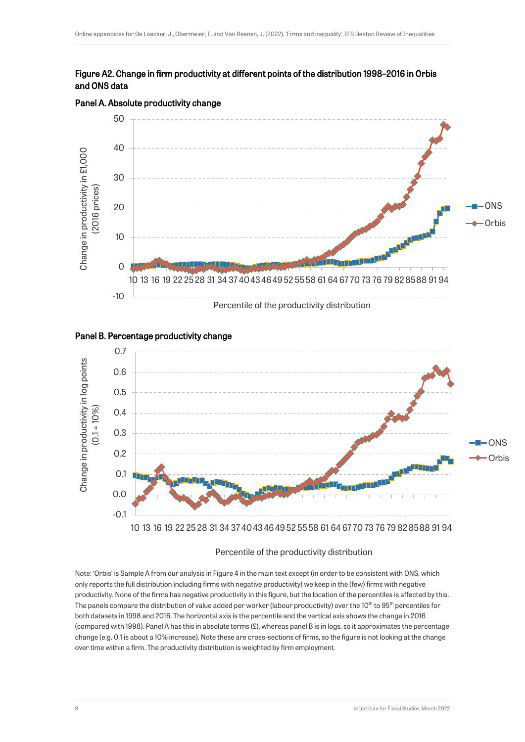## Figure A2. Change in firm productivity at different points of the distribution 1998–2016 in Orbis and ONS data

### Panel A. Absolute productivity change

### Panel B. Percentage productivity change

Note: 'Orbis' is Sample A from our analysis in Figure 4 in the main text except (in order to be consistent with ONS, which only reports the full distribution including firms with negative productivity) we keep in the (few) firms with negative productivity. None of the firms has negative productivity in this figure, but the location of the percentiles is affected by this. The panels compare the distribution of value added per worker (labour productivity) over the 10[th] to 95[th] percentiles for both datasets in 1998 and 2016. The horizontal axis is the percentile and the vertical axis shows the change in 2016 (compared with 1998). Panel A has this in absolute terms (£), whereas panel B is in logs, so it approximates the percentage change (e.g. 0.1 is about a 10% increase). Note these are cross-sections of firms, so the figure is not looking at the change over time within a firm. The productivity distribution is weighted by firm employment.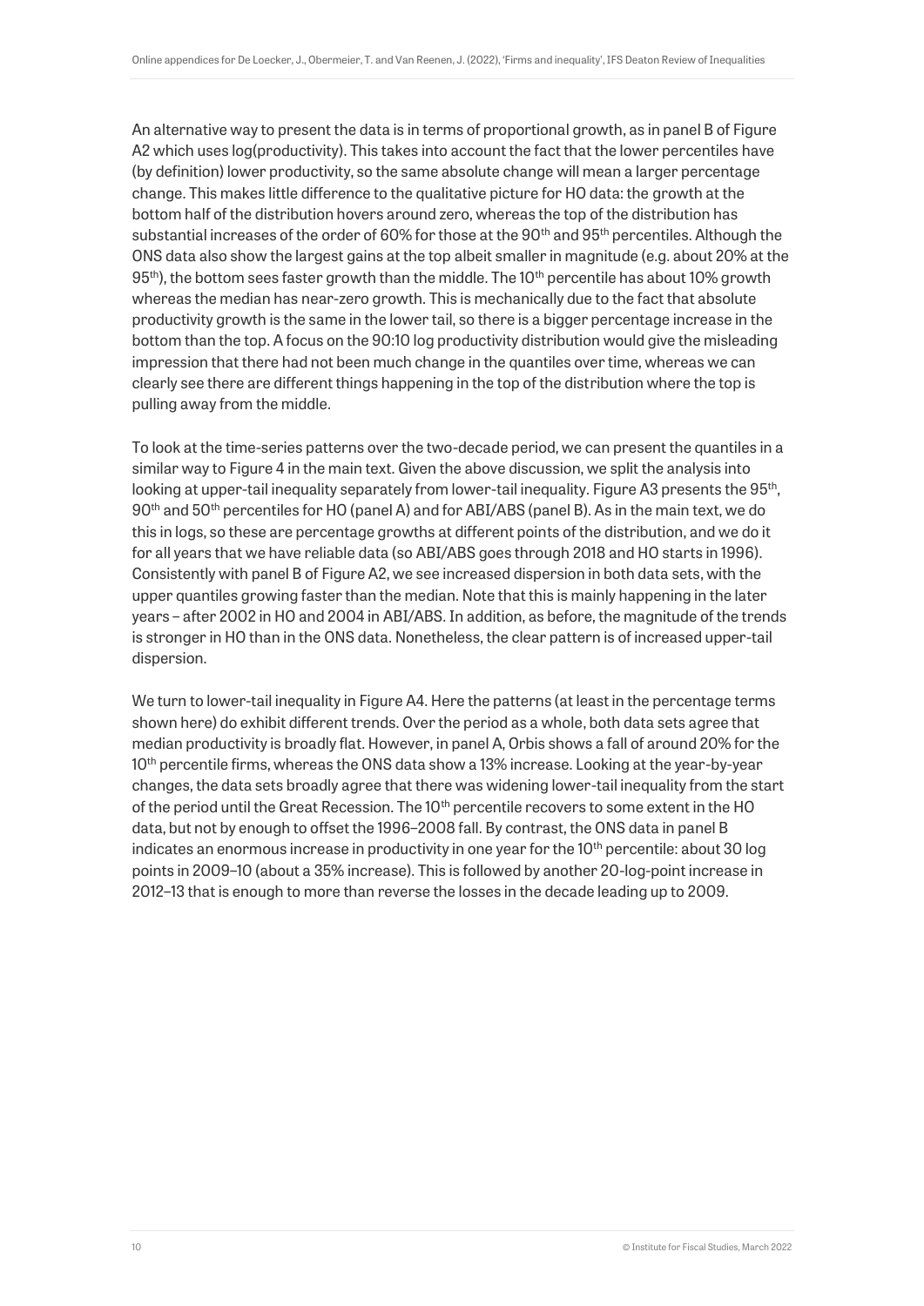An alternative way to present the data is in terms of proportional growth, as in panel B of Figure A2 which uses log(productivity). This takes into account the fact that the lower percentiles have (by definition) lower productivity, so the same absolute change will mean a larger percentage change. This makes little difference to the qualitative picture for HO data: the growth at the bottom half of the distribution hovers around zero, whereas the top of the distribution has substantial increases of the order of 60% for those at the 90th and 95th percentiles. Although the ONS data also show the largest gains at the top albeit smaller in magnitude (e.g. about 20% at the 95th), the bottom sees faster growth than the middle. The 10th percentile has about 10% growth whereas the median has near-zero growth. This is mechanically due to the fact that absolute productivity growth is the same in the lower tail, so there is a bigger percentage increase in the bottom than the top. A focus on the 90:10 log productivity distribution would give the misleading impression that there had not been much change in the quantiles over time, whereas we can clearly see there are different things happening in the top of the distribution where the top is pulling away from the middle.

To look at the time-series patterns over the two-decade period, we can present the quantiles in a similar way to Figure 4 in the main text. Given the above discussion, we split the analysis into looking at upper-tail inequality separately from lower-tail inequality. Figure A3 presents the 95th, 90th and 50th percentiles for HO (panel A) and for ABI/ABS (panel B). As in the main text, we do this in logs, so these are percentage growths at different points of the distribution, and we do it for all years that we have reliable data (so ABI/ABS goes through 2018 and HO starts in 1996). Consistently with panel B of Figure A2, we see increased dispersion in both data sets, with the upper quantiles growing faster than the median. Note that this is mainly happening in the later years – after 2002 in HO and 2004 in ABI/ABS. In addition, as before, the magnitude of the trends is stronger in HO than in the ONS data. Nonetheless, the clear pattern is of increased upper-tail dispersion.

We turn to lower-tail inequality in Figure A4. Here the patterns (at least in the percentage terms shown here) do exhibit different trends. Over the period as a whole, both data sets agree that median productivity is broadly flat. However, in panel A, Orbis shows a fall of around 20% for the 10th percentile firms, whereas the ONS data show a 13% increase. Looking at the year-by-year changes, the data sets broadly agree that there was widening lower-tail inequality from the start of the period until the Great Recession. The 10th percentile recovers to some extent in the HO data, but not by enough to offset the 1996–2008 fall. By contrast, the ONS data in panel B indicates an enormous increase in productivity in one year for the 10th percentile: about 30 log points in 2009–10 (about a 35% increase). This is followed by another 20-log-point increase in 2012–13 that is enough to more than reverse the losses in the decade leading up to 2009.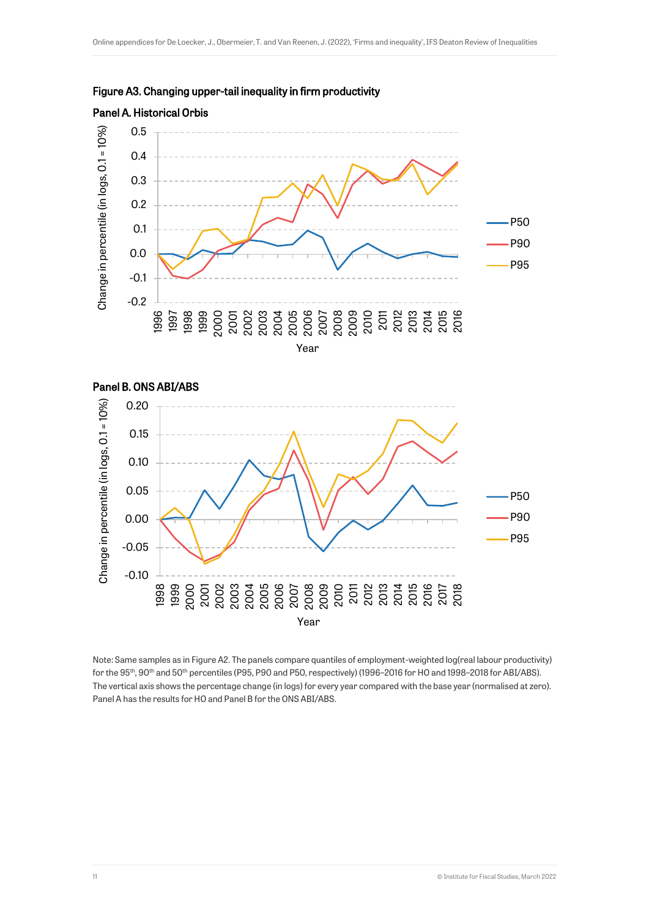**Figure A3. Changing upper-tail inequality in firm productivity**

**Panel A. Historical Orbis**

**Panel B. ONS ABI/ABS**

Note: Same samples as in Figure A2. The panels compare quantiles of employment-weighted log(real labour productivity) for the 95th, 90th and 50th percentiles (P95, P90 and P50, respectively) (1996–2016 for HO and 1998–2018 for ABI/ABS). The vertical axis shows the percentage change (in logs) for every year compared with the base year (normalised at zero). Panel A has the results for HO and Panel B for the ONS ABI/ABS.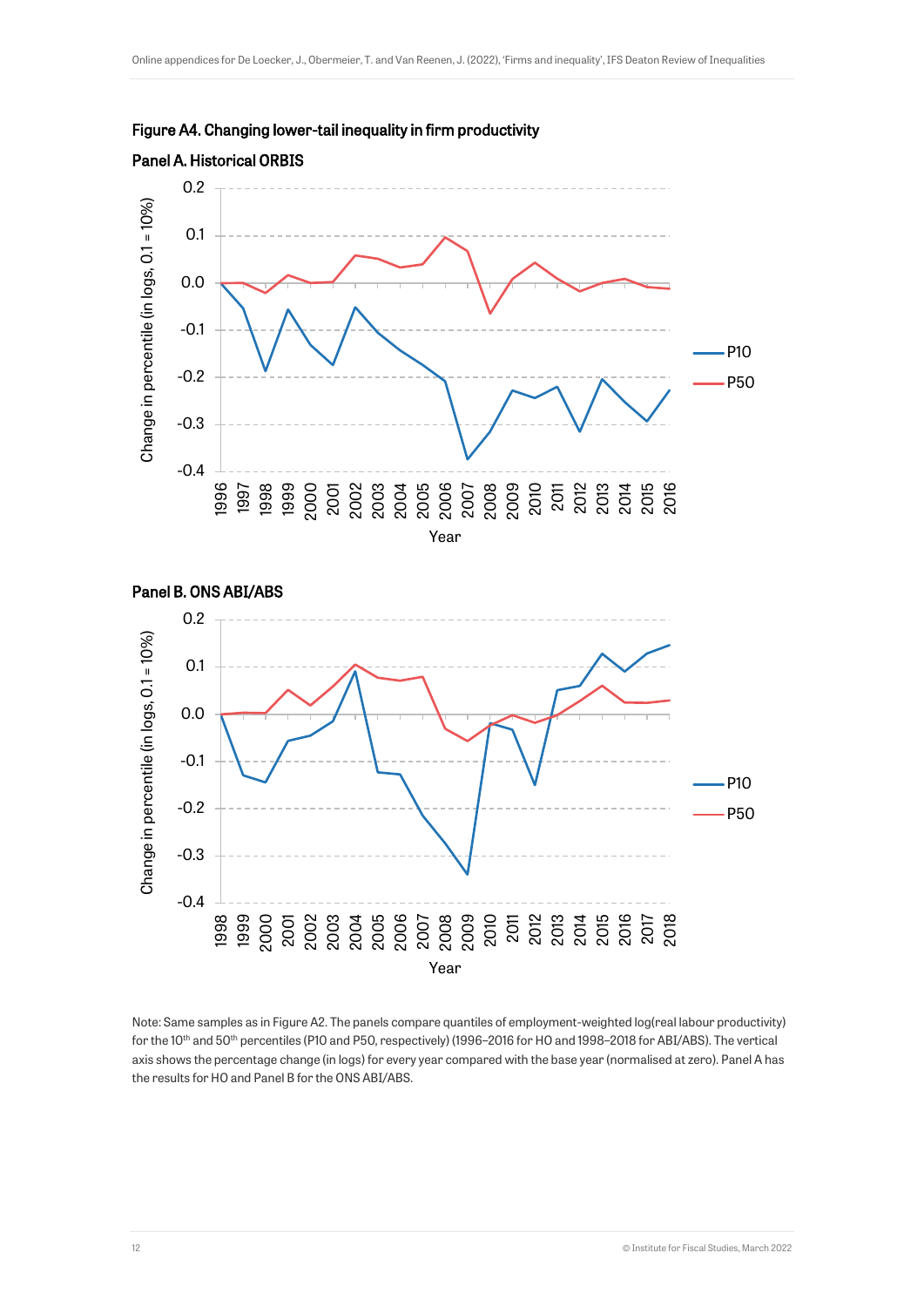**Figure A4. Changing lower-tail inequality in firm productivity**

**Panel A. Historical ORBIS**

**Panel B. ONS ABI/ABS**

Note: Same samples as in Figure A2. The panels compare quantiles of employment-weighted log(real labour productivity) for the 10th and 50th percentiles (P10 and P50, respectively) (1996–2016 for HO and 1998–2018 for ABI/ABS). The vertical axis shows the percentage change (in logs) for every year compared with the base year (normalised at zero). Panel A has the results for HO and Panel B for the ONS ABI/ABS.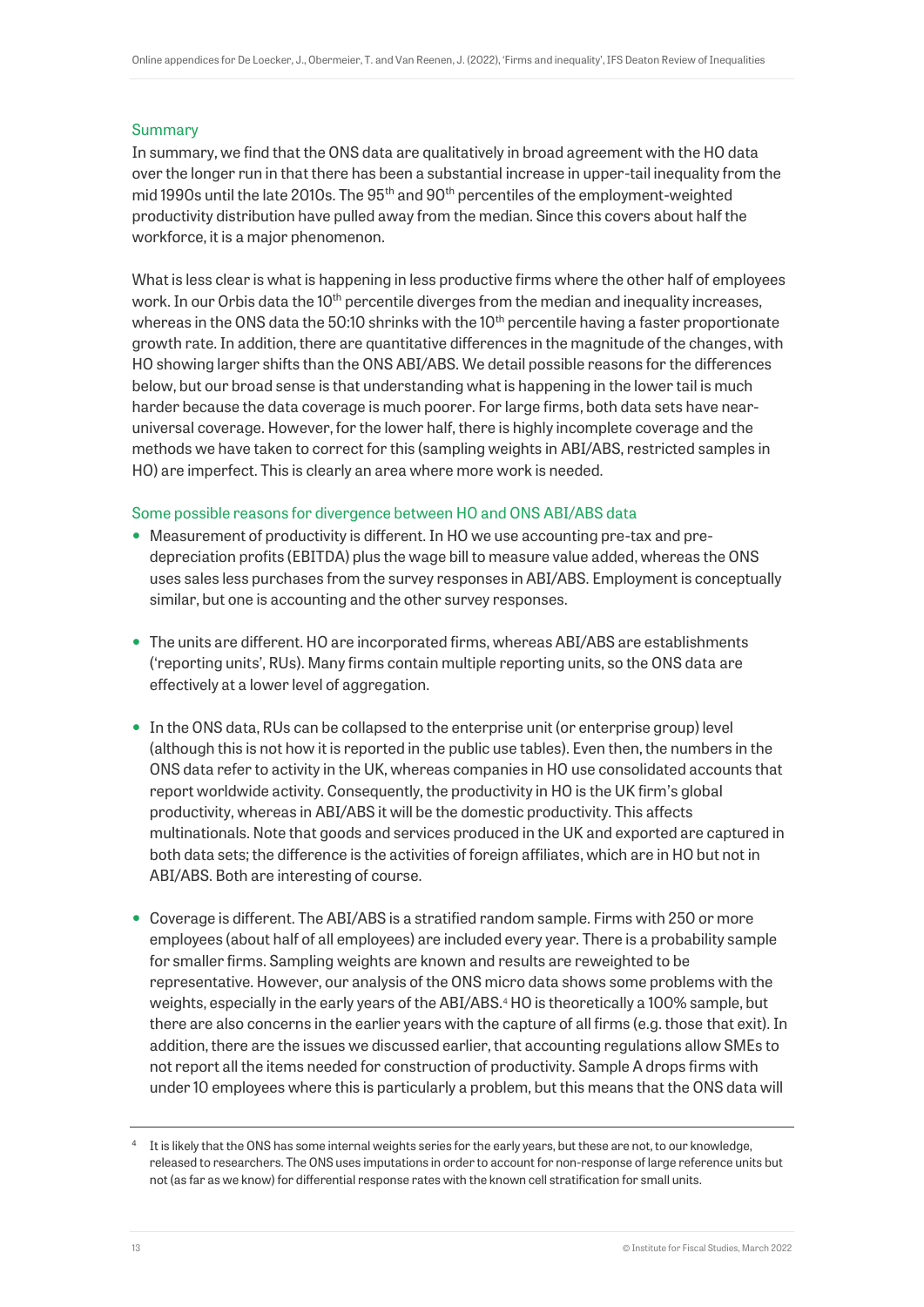### Summary

In summary, we find that the ONS data are qualitatively in broad agreement with the HO data over the longer run in that there has been a substantial increase in upper-tail inequality from the mid 1990s until the late 2010s. The 95th and 90th percentiles of the employment-weighted productivity distribution have pulled away from the median. Since this covers about half the workforce, it is a major phenomenon.

What is less clear is what is happening in less productive firms where the other half of employees work. In our Orbis data the 10th percentile diverges from the median and inequality increases, whereas in the ONS data the 50:10 shrinks with the 10th percentile having a faster proportionate growth rate. In addition, there are quantitative differences in the magnitude of the changes, with HO showing larger shifts than the ONS ABI/ABS. We detail possible reasons for the differences below, but our broad sense is that understanding what is happening in the lower tail is much harder because the data coverage is much poorer. For large firms, both data sets have near-universal coverage. However, for the lower half, there is highly incomplete coverage and the methods we have taken to correct for this (sampling weights in ABI/ABS, restricted samples in HO) are imperfect. This is clearly an area where more work is needed.

### Some possible reasons for divergence between HO and ONS ABI/ABS data

- Measurement of productivity is different. In HO we use accounting pre-tax and pre-depreciation profits (EBITDA) plus the wage bill to measure value added, whereas the ONS uses sales less purchases from the survey responses in ABI/ABS. Employment is conceptually similar, but one is accounting and the other survey responses.
- The units are different. HO are incorporated firms, whereas ABI/ABS are establishments ('reporting units', RUs). Many firms contain multiple reporting units, so the ONS data are effectively at a lower level of aggregation.
- In the ONS data, RUs can be collapsed to the enterprise unit (or enterprise group) level (although this is not how it is reported in the public use tables). Even then, the numbers in the ONS data refer to activity in the UK, whereas companies in HO use consolidated accounts that report worldwide activity. Consequently, the productivity in HO is the UK firm's global productivity, whereas in ABI/ABS it will be the domestic productivity. This affects multinationals. Note that goods and services produced in the UK and exported are captured in both data sets; the difference is the activities of foreign affiliates, which are in HO but not in ABI/ABS. Both are interesting of course.
- Coverage is different. The ABI/ABS is a stratified random sample. Firms with 250 or more employees (about half of all employees) are included every year. There is a probability sample for smaller firms. Sampling weights are known and results are reweighted to be representative. However, our analysis of the ONS micro data shows some problems with the weights, especially in the early years of the ABI/ABS.[4] HO is theoretically a 100% sample, but there are also concerns in the earlier years with the capture of all firms (e.g. those that exit). In addition, there are the issues we discussed earlier, that accounting regulations allow SMEs to not report all the items needed for construction of productivity. Sample A drops firms with under 10 employees where this is particularly a problem, but this means that the ONS data will

[4] It is likely that the ONS has some internal weights series for the early years, but these are not, to our knowledge, released to researchers. The ONS uses imputations in order to account for non-response of large reference units but not (as far as we know) for differential response rates with the known cell stratification for small units.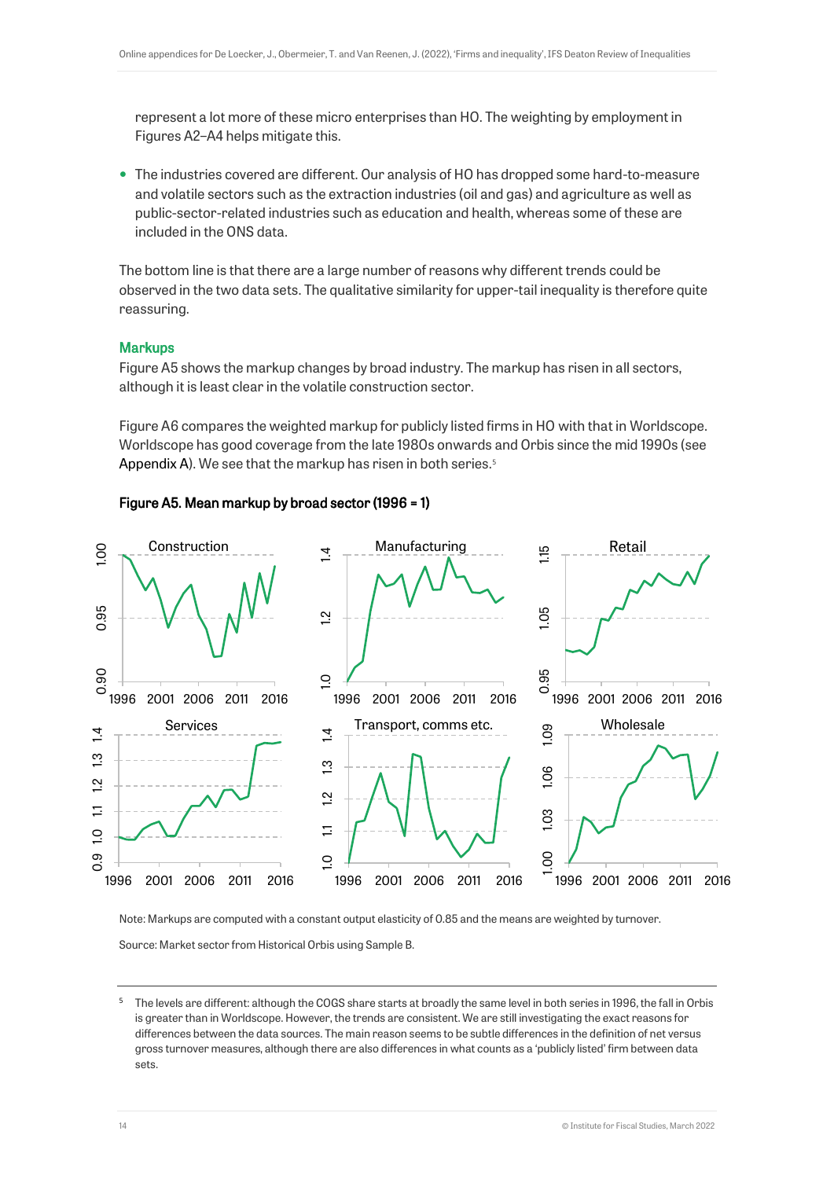represent a lot more of these micro enterprises than HO. The weighting by employment in Figures A2–A4 helps mitigate this.

- The industries covered are different. Our analysis of HO has dropped some hard-to-measure and volatile sectors such as the extraction industries (oil and gas) and agriculture as well as public-sector-related industries such as education and health, whereas some of these are included in the ONS data.

The bottom line is that there are a large number of reasons why different trends could be observed in the two data sets. The qualitative similarity for upper-tail inequality is therefore quite reassuring.

### Markups

Figure A5 shows the markup changes by broad industry. The markup has risen in all sectors, although it is least clear in the volatile construction sector.

Figure A6 compares the weighted markup for publicly listed firms in HO with that in Worldscope. Worldscope has good coverage from the late 1980s onwards and Orbis since the mid 1990s (see Appendix A). We see that the markup has risen in both series.[5]

**Figure A5. Mean markup by broad sector (1996 = 1)**

Note: Markups are computed with a constant output elasticity of 0.85 and the means are weighted by turnover.

Source: Market sector from Historical Orbis using Sample B.

[5] The levels are different: although the COGS share starts at broadly the same level in both series in 1996, the fall in Orbis is greater than in Worldscope. However, the trends are consistent. We are still investigating the exact reasons for differences between the data sources. The main reason seems to be subtle differences in the definition of net versus gross turnover measures, although there are also differences in what counts as a 'publicly listed' firm between data sets.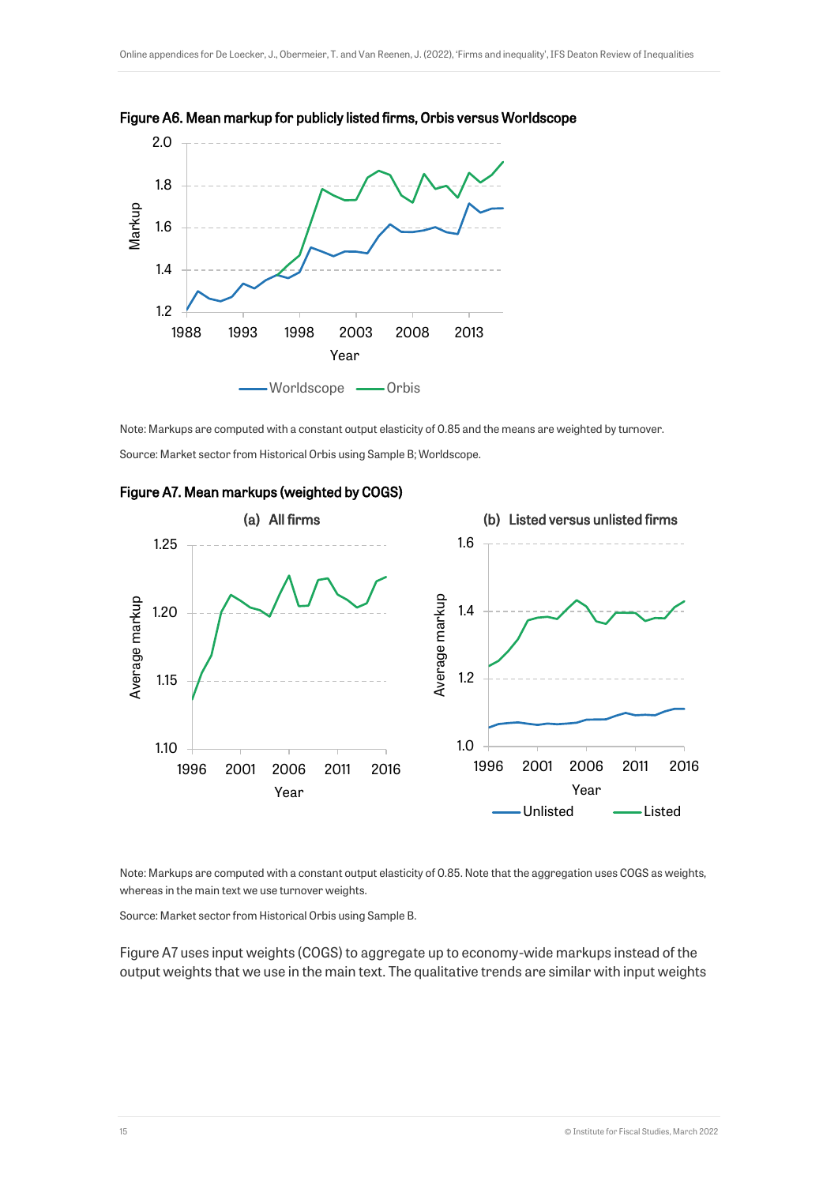**Figure A6. Mean markup for publicly listed firms, Orbis versus Worldscope**

Note: Markups are computed with a constant output elasticity of 0.85 and the means are weighted by turnover.

Source: Market sector from Historical Orbis using Sample B; Worldscope.

**Figure A7. Mean markups (weighted by COGS)**

Note: Markups are computed with a constant output elasticity of 0.85. Note that the aggregation uses COGS as weights, whereas in the main text we use turnover weights.

Source: Market sector from Historical Orbis using Sample B.

Figure A7 uses input weights (COGS) to aggregate up to economy-wide markups instead of the output weights that we use in the main text. The qualitative trends are similar with input weights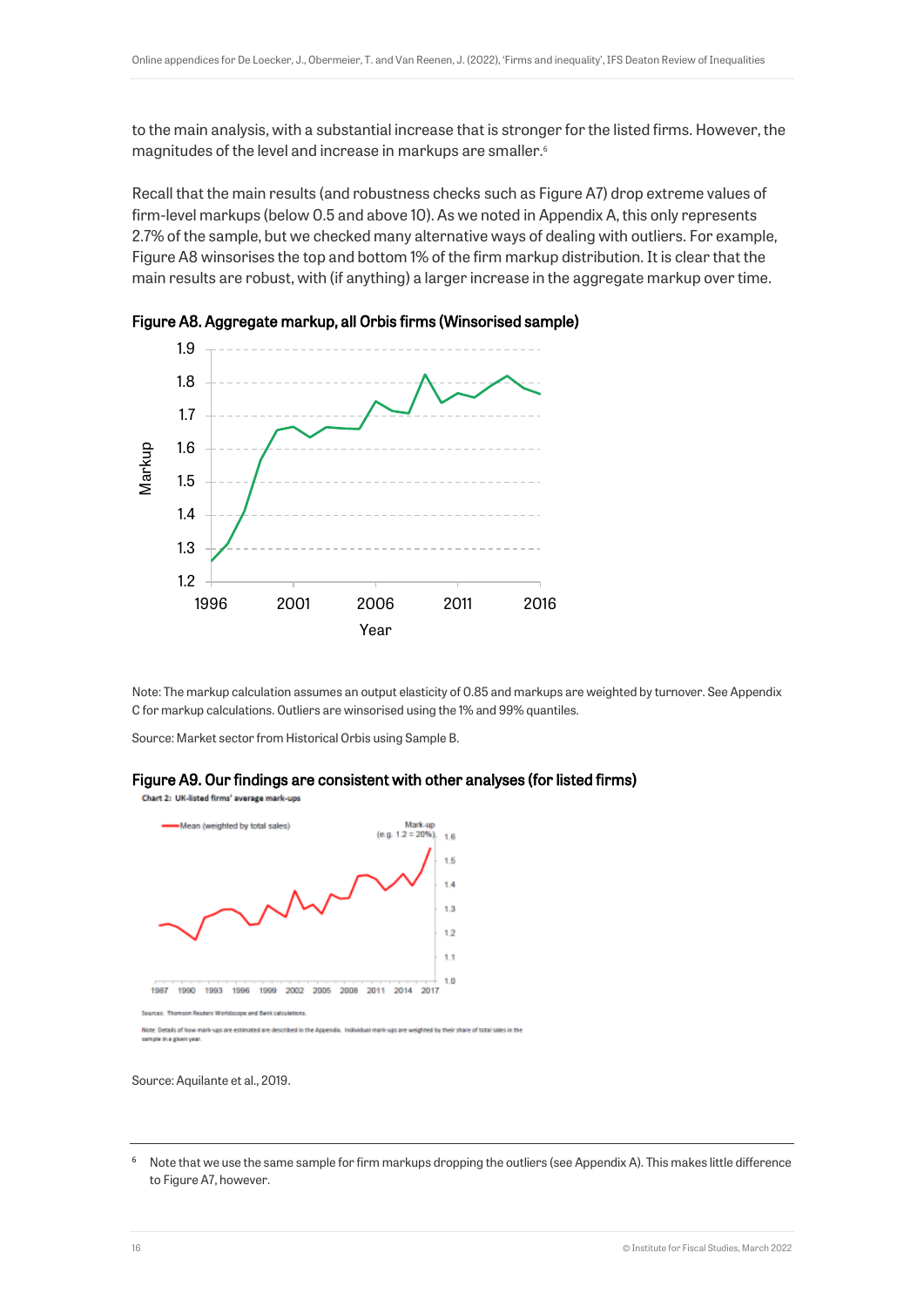to the main analysis, with a substantial increase that is stronger for the listed firms. However, the magnitudes of the level and increase in markups are smaller.[6]

Recall that the main results (and robustness checks such as Figure A7) drop extreme values of firm-level markups (below 0.5 and above 10). As we noted in Appendix A, this only represents 2.7% of the sample, but we checked many alternative ways of dealing with outliers. For example, Figure A8 winsorises the top and bottom 1% of the firm markup distribution. It is clear that the main results are robust, with (if anything) a larger increase in the aggregate markup over time.

**Figure A8. Aggregate markup, all Orbis firms (Winsorised sample)**

Note: The markup calculation assumes an output elasticity of 0.85 and markups are weighted by turnover. See Appendix C for markup calculations. Outliers are winsorised using the 1% and 99% quantiles.

Source: Market sector from Historical Orbis using Sample B.

**Figure A9. Our findings are consistent with other analyses (for listed firms)**

Source: Aquilante et al., 2019.

[6] Note that we use the same sample for firm markups dropping the outliers (see Appendix A). This makes little difference to Figure A7, however.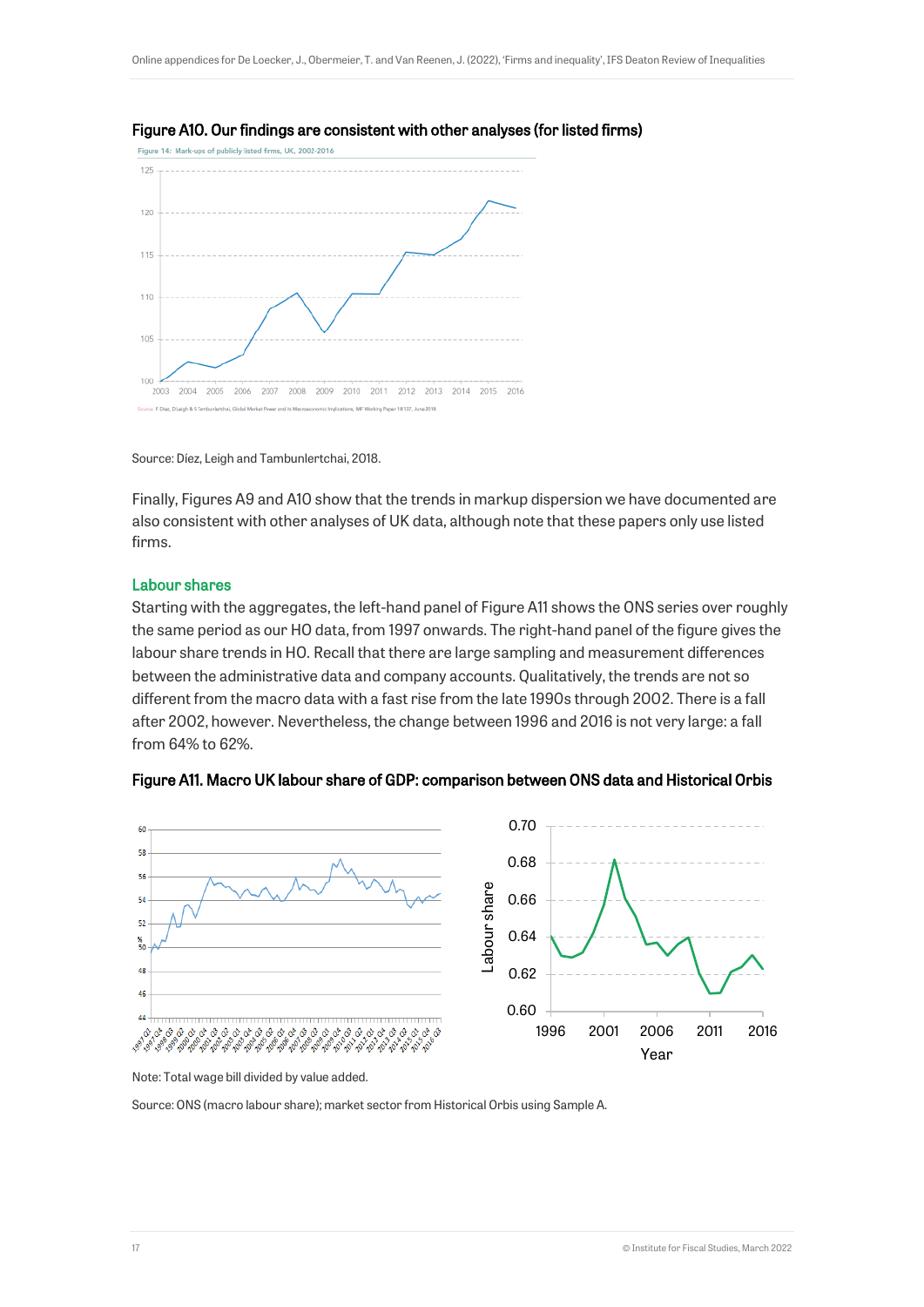**Figure A10. Our findings are consistent with other analyses (for listed firms)**

Source: Díez, Leigh and Tambunlertchai, 2018.

Finally, Figures A9 and A10 show that the trends in markup dispersion we have documented are also consistent with other analyses of UK data, although note that these papers only use listed firms.

## Labour shares

Starting with the aggregates, the left-hand panel of Figure A11 shows the ONS series over roughly the same period as our HO data, from 1997 onwards. The right-hand panel of the figure gives the labour share trends in HO. Recall that there are large sampling and measurement differences between the administrative data and company accounts. Qualitatively, the trends are not so different from the macro data with a fast rise from the late 1990s through 2002. There is a fall after 2002, however. Nevertheless, the change between 1996 and 2016 is not very large: a fall from 64% to 62%.

**Figure A11. Macro UK labour share of GDP: comparison between ONS data and Historical Orbis**

Note: Total wage bill divided by value added.

Source: ONS (macro labour share); market sector from Historical Orbis using Sample A.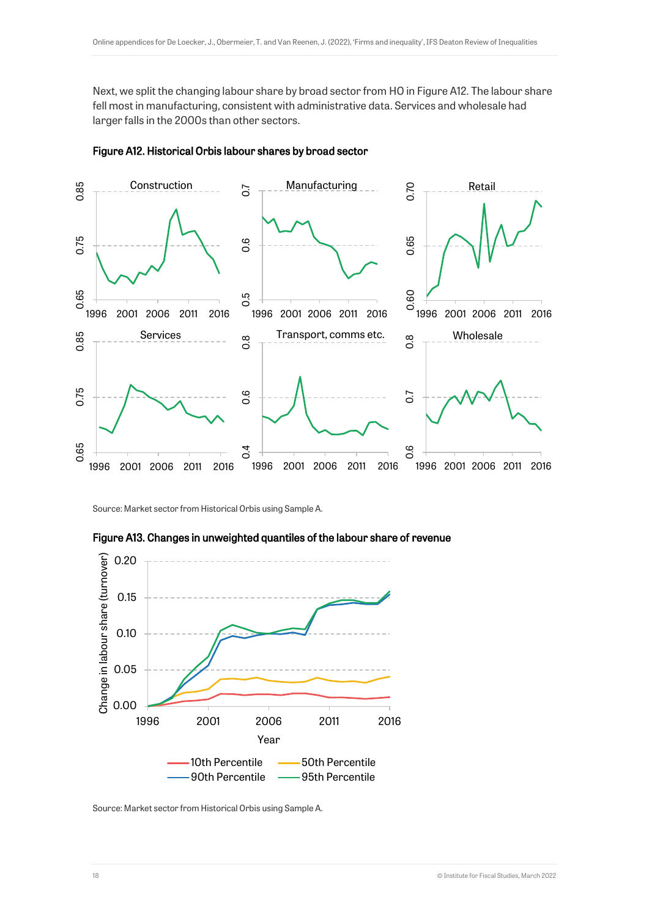Next, we split the changing labour share by broad sector from HO in Figure A12. The labour share fell most in manufacturing, consistent with administrative data. Services and wholesale had larger falls in the 2000s than other sectors.

**Figure A12. Historical Orbis labour shares by broad sector**

Source: Market sector from Historical Orbis using Sample A.

**Figure A13. Changes in unweighted quantiles of the labour share of revenue**

Source: Market sector from Historical Orbis using Sample A.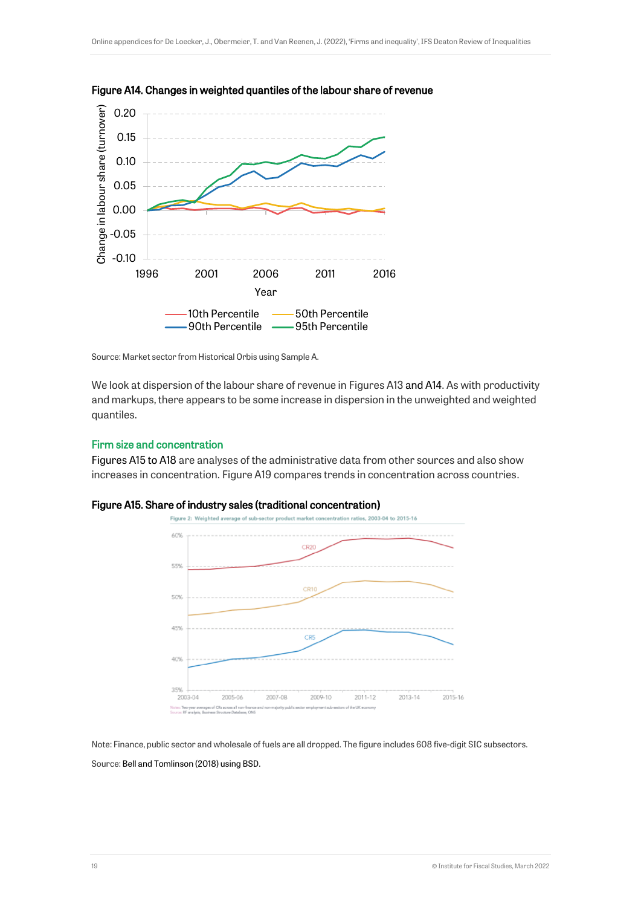**Figure A14. Changes in weighted quantiles of the labour share of revenue**

Source: Market sector from Historical Orbis using Sample A.

We look at dispersion of the labour share of revenue in Figures A13 and A14. As with productivity and markups, there appears to be some increase in dispersion in the unweighted and weighted quantiles.

## Firm size and concentration

Figures A15 to A18 are analyses of the administrative data from other sources and also show increases in concentration. Figure A19 compares trends in concentration across countries.

**Figure A15. Share of industry sales (traditional concentration)**

Note: Finance, public sector and wholesale of fuels are all dropped. The figure includes 608 five-digit SIC subsectors.

Source: Bell and Tomlinson (2018) using BSD.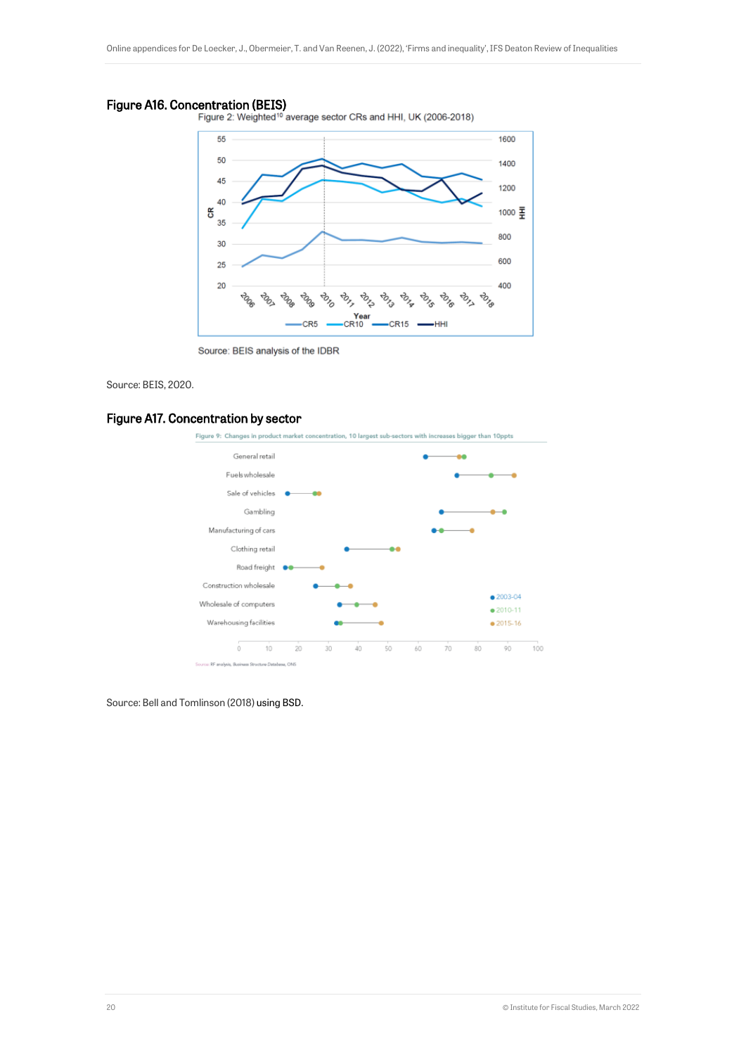## Figure A16. Concentration (BEIS)

Figure 2: Weighted[10] average sector CRs and HHI, UK (2006-2018)

Source: BEIS analysis of the IDBR

Source: BEIS, 2020.

## Figure A17. Concentration by sector

Figure 9: Changes in product market concentration, 10 largest sub-sectors with increases bigger than 10ppts

Source: RF analysis, Business Structure Database, ONS

Source: Bell and Tomlinson (2018) using BSD.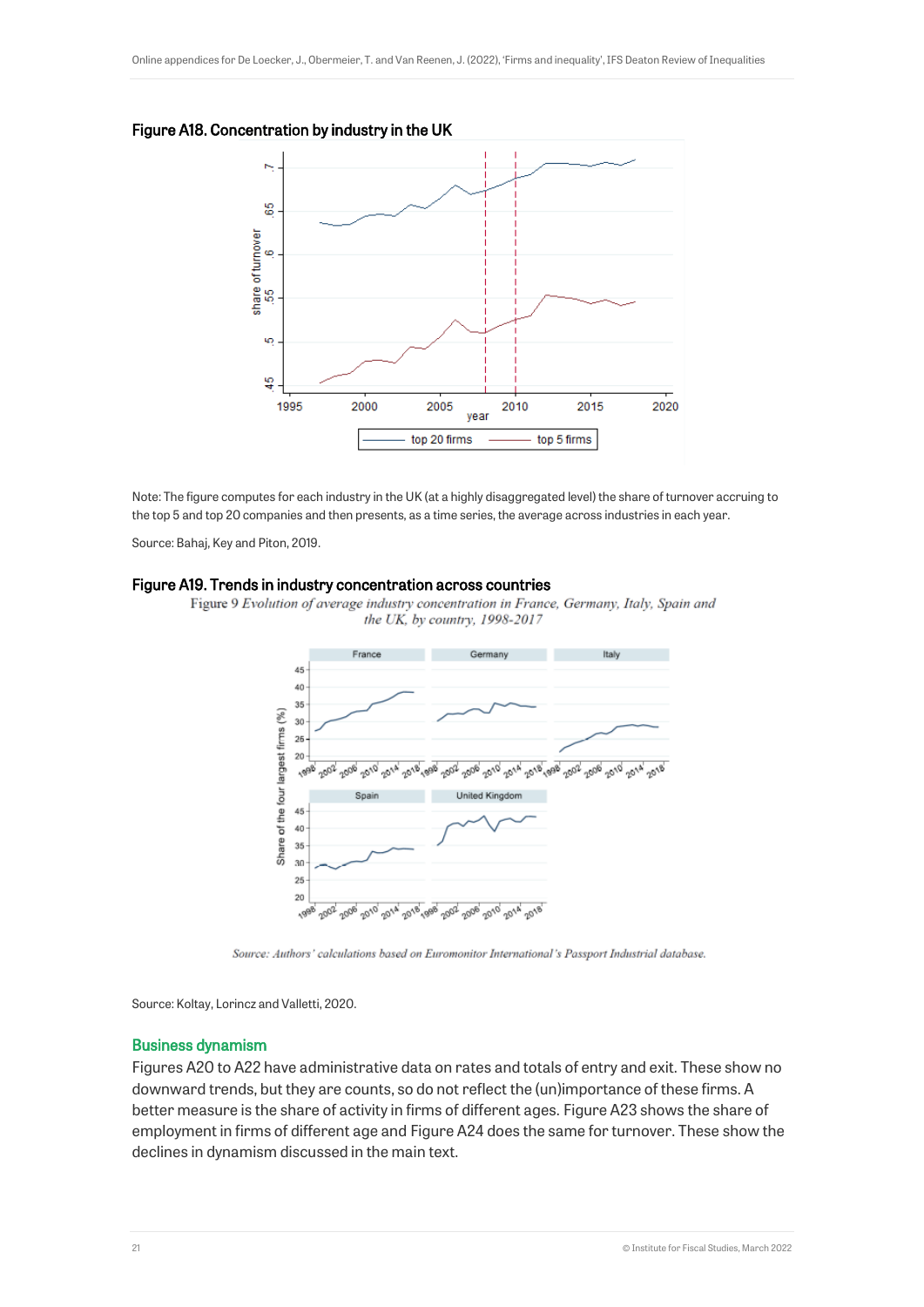## Figure A18. Concentration by industry in the UK

Note: The figure computes for each industry in the UK (at a highly disaggregated level) the share of turnover accruing to the top 5 and top 20 companies and then presents, as a time series, the average across industries in each year.

Source: Bahaj, Key and Piton, 2019.

## Figure A19. Trends in industry concentration across countries

Source: Koltay, Lorincz and Valletti, 2020.

### Business dynamism

Figures A20 to A22 have administrative data on rates and totals of entry and exit. These show no downward trends, but they are counts, so do not reflect the (un)importance of these firms. A better measure is the share of activity in firms of different ages. Figure A23 shows the share of employment in firms of different age and Figure A24 does the same for turnover. These show the declines in dynamism discussed in the main text.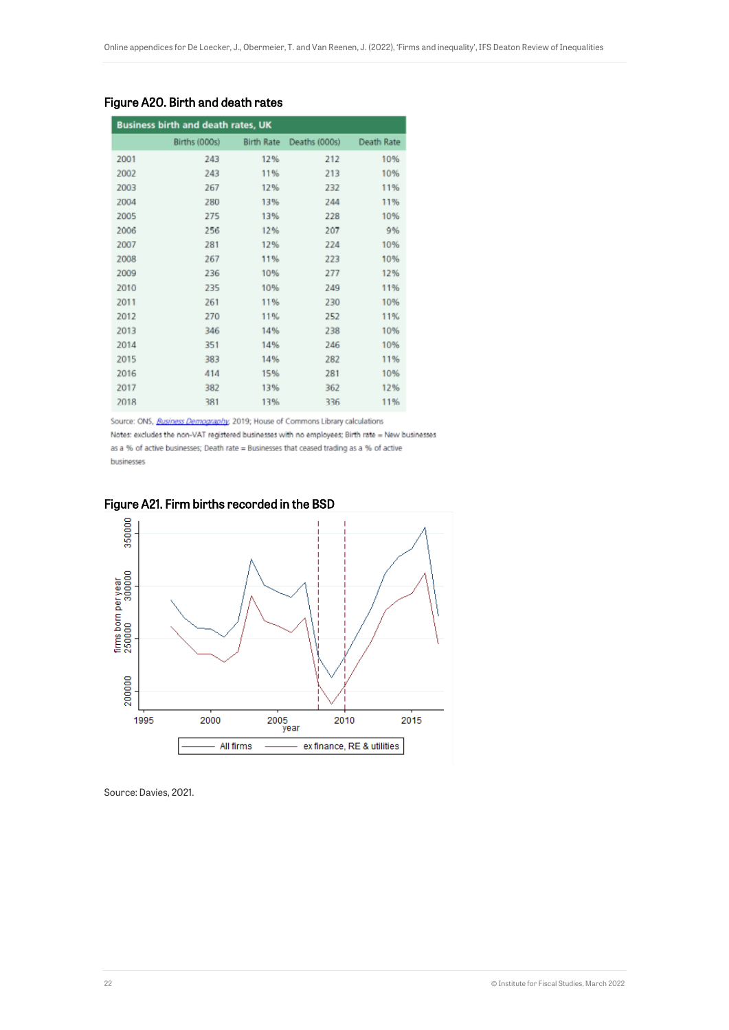## Figure A20. Birth and death rates

**Business birth and death rates, UK**

| | Births (000s) | Birth Rate | Deaths (000s) | Death Rate |
|---|---|---|---|---|
| 2001 | 243 | 12% | 212 | 10% |
| 2002 | 243 | 11% | 213 | 10% |
| 2003 | 267 | 12% | 232 | 11% |
| 2004 | 280 | 13% | 244 | 11% |
| 2005 | 275 | 13% | 228 | 10% |
| 2006 | 256 | 12% | 207 | 9% |
| 2007 | 281 | 12% | 224 | 10% |
| 2008 | 267 | 11% | 223 | 10% |
| 2009 | 236 | 10% | 277 | 12% |
| 2010 | 235 | 10% | 249 | 11% |
| 2011 | 261 | 11% | 230 | 10% |
| 2012 | 270 | 11% | 252 | 11% |
| 2013 | 346 | 14% | 238 | 10% |
| 2014 | 351 | 14% | 246 | 10% |
| 2015 | 383 | 14% | 282 | 11% |
| 2016 | 414 | 15% | 281 | 10% |
| 2017 | 382 | 13% | 362 | 12% |
| 2018 | 381 | 13% | 336 | 11% |

Source: ONS, *Business Demography*, 2019; House of Commons Library calculations

Notes: excludes the non-VAT registered businesses with no employees; Birth rate = New businesses as a % of active businesses; Death rate = Businesses that ceased trading as a % of active businesses

## Figure A21. Firm births recorded in the BSD

Source: Davies, 2021.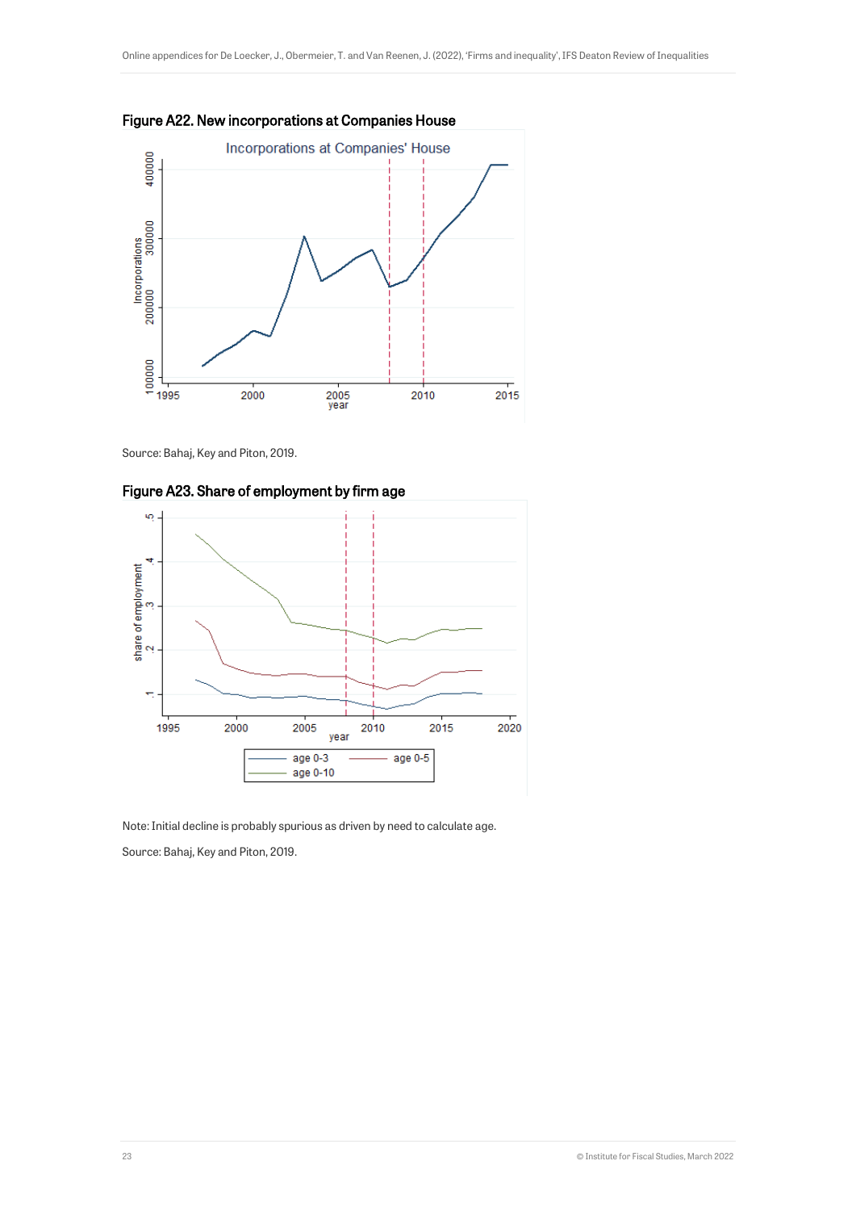**Figure A22. New incorporations at Companies House**

Source: Bahaj, Key and Piton, 2019.

**Figure A23. Share of employment by firm age**

Note: Initial decline is probably spurious as driven by need to calculate age.

Source: Bahaj, Key and Piton, 2019.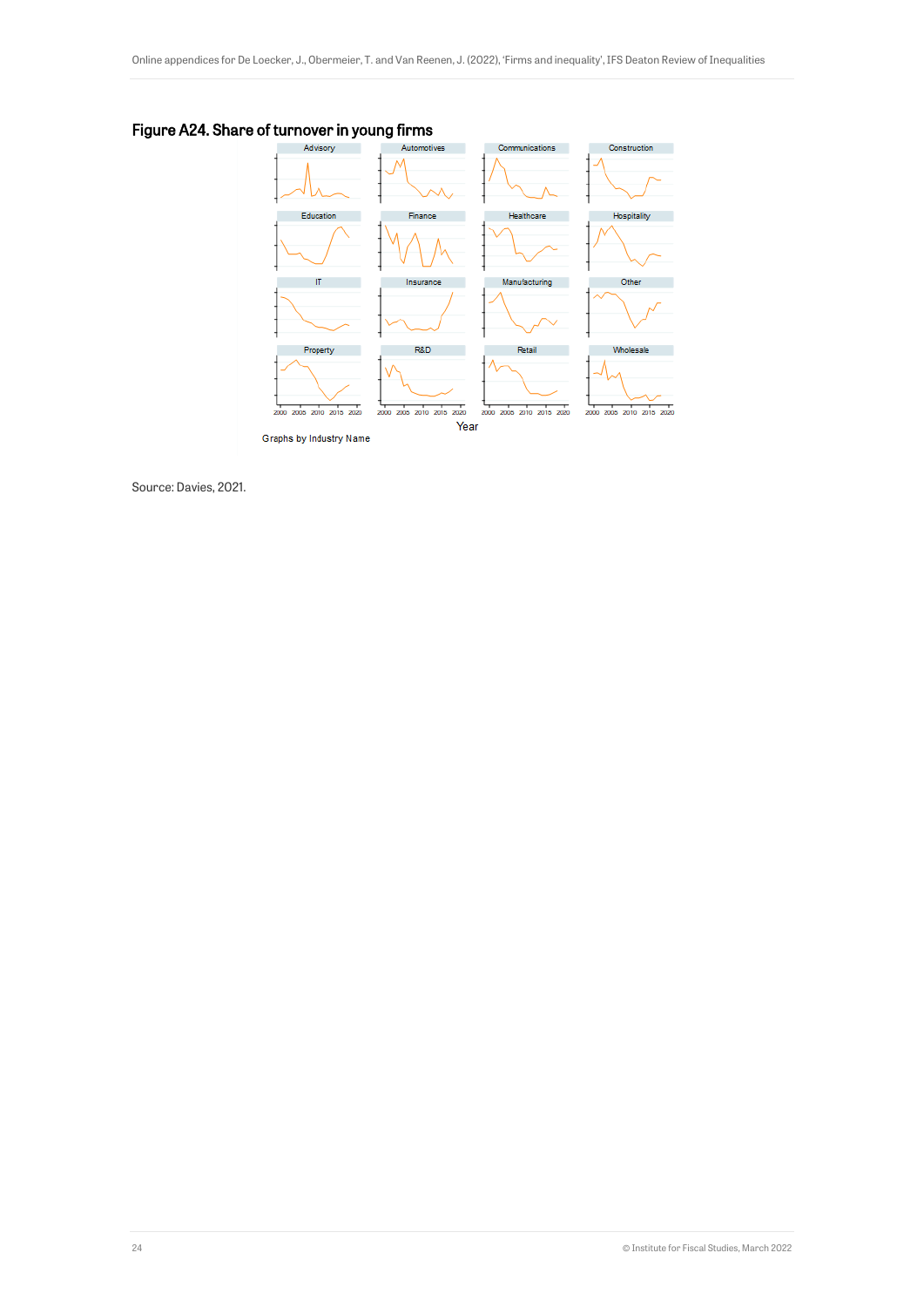## Figure A24. Share of turnover in young firms

Advisory | Automotives | Communications | Construction

Education | Finance | Healthcare | Hospitality

IT | Insurance | Manufacturing | Other

Property | R&D | Retail | Wholesale

2000 2005 2010 2015 2020

Year

Graphs by Industry Name

Source: Davies, 2021.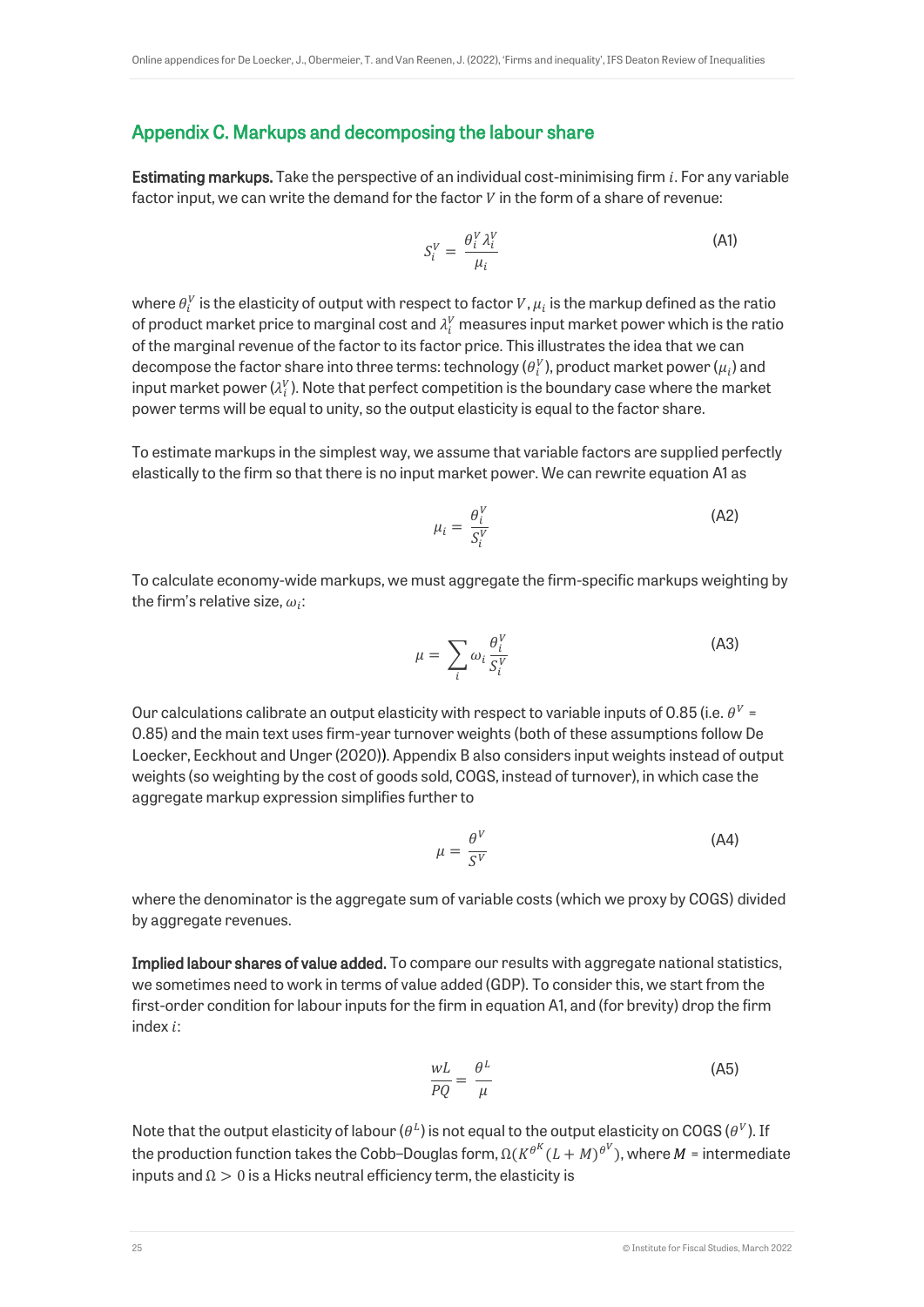## Appendix C. Markups and decomposing the labour share

**Estimating markups.** Take the perspective of an individual cost-minimising firm $i$. For any variable factor input, we can write the demand for the factor $V$ in the form of a share of revenue:

$$S_i^V = \frac{\theta_i^V \lambda_i^V}{\mu_i} \tag{A1}$$

where $\theta_i^V$ is the elasticity of output with respect to factor $V$, $\mu_i$ is the markup defined as the ratio of product market price to marginal cost and $\lambda_i^V$ measures input market power which is the ratio of the marginal revenue of the factor to its factor price. This illustrates the idea that we can decompose the factor share into three terms: technology ($\theta_i^V$), product market power ($\mu_i$) and input market power ($\lambda_i^V$). Note that perfect competition is the boundary case where the market power terms will be equal to unity, so the output elasticity is equal to the factor share.

To estimate markups in the simplest way, we assume that variable factors are supplied perfectly elastically to the firm so that there is no input market power. We can rewrite equation A1 as

$$\mu_i = \frac{\theta_i^V}{S_i^V} \tag{A2}$$

To calculate economy-wide markups, we must aggregate the firm-specific markups weighting by the firm's relative size, $\omega_i$:

$$\mu = \sum_i \omega_i \frac{\theta_i^V}{S_i^V} \tag{A3}$$

Our calculations calibrate an output elasticity with respect to variable inputs of 0.85 (i.e. $\theta^V$ = 0.85) and the main text uses firm-year turnover weights (both of these assumptions follow De Loecker, Eeckhout and Unger (2020)). Appendix B also considers input weights instead of output weights (so weighting by the cost of goods sold, COGS, instead of turnover), in which case the aggregate markup expression simplifies further to

$$\mu = \frac{\theta^V}{S^V} \tag{A4}$$

where the denominator is the aggregate sum of variable costs (which we proxy by COGS) divided by aggregate revenues.

**Implied labour shares of value added.** To compare our results with aggregate national statistics, we sometimes need to work in terms of value added (GDP). To consider this, we start from the first-order condition for labour inputs for the firm in equation A1, and (for brevity) drop the firm index $i$:

$$\frac{wL}{PQ} = \frac{\theta^L}{\mu} \tag{A5}$$

Note that the output elasticity of labour ($\theta^L$) is not equal to the output elasticity on COGS ($\theta^V$). If the production function takes the Cobb–Douglas form, $\Omega(K^{\theta^K}(L+M)^{\theta^V})$, where $M$ = intermediate inputs and $\Omega > 0$ is a Hicks neutral efficiency term, the elasticity is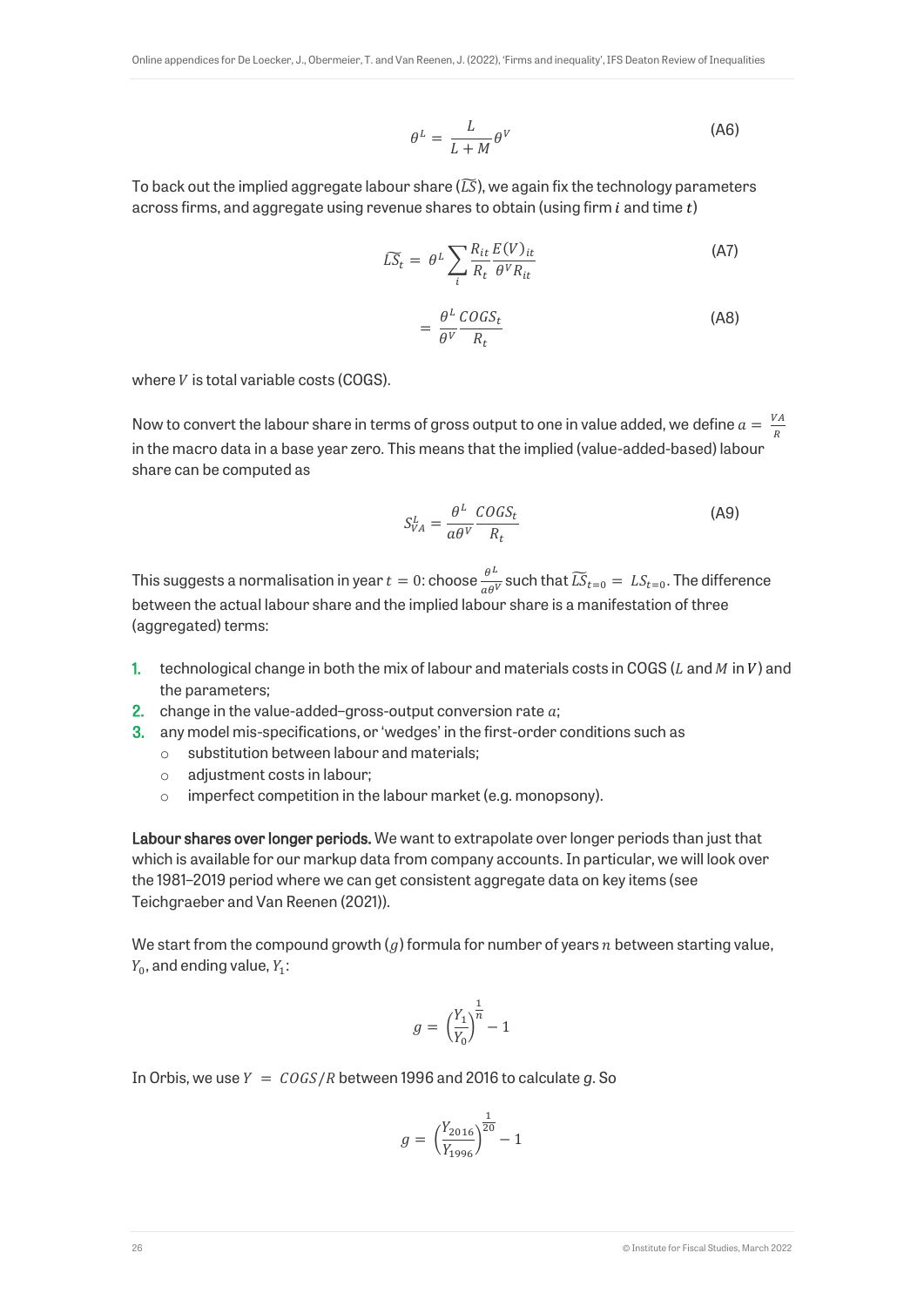$$\theta^L = \frac{L}{L+M}\theta^V \tag{A6}$$

To back out the implied aggregate labour share ($\widetilde{LS}$), we again fix the technology parameters across firms, and aggregate using revenue shares to obtain (using firm $i$ and time $t$)

$$\widetilde{LS}_t = \theta^L \sum_i \frac{R_{it}}{R_t}\frac{E(V)_{it}}{\theta^V R_{it}} \tag{A7}$$

$$= \frac{\theta^L}{\theta^V}\frac{COGS_t}{R_t} \tag{A8}$$

where $V$ is total variable costs (COGS).

Now to convert the labour share in terms of gross output to one in value added, we define $a = \frac{VA}{R}$ in the macro data in a base year zero. This means that the implied (value-added-based) labour share can be computed as

$$S^L_{VA} = \frac{\theta^L}{a\theta^V}\frac{COGS_t}{R_t} \tag{A9}$$

This suggests a normalisation in year $t = 0$: choose $\frac{\theta^L}{a\theta^V}$ such that $\widetilde{LS}_{t=0} = LS_{t=0}$. The difference between the actual labour share and the implied labour share is a manifestation of three (aggregated) terms:

1. technological change in both the mix of labour and materials costs in COGS ($L$ and $M$ in $V$) and the parameters;
2. change in the value-added–gross-output conversion rate $a$;
3. any model mis-specifications, or 'wedges' in the first-order conditions such as
   - substitution between labour and materials;
   - adjustment costs in labour;
   - imperfect competition in the labour market (e.g. monopsony).

**Labour shares over longer periods.** We want to extrapolate over longer periods than just that which is available for our markup data from company accounts. In particular, we will look over the 1981–2019 period where we can get consistent aggregate data on key items (see Teichgraeber and Van Reenen (2021)).

We start from the compound growth ($g$) formula for number of years $n$ between starting value, $Y_0$, and ending value, $Y_1$:

$$g = \left(\frac{Y_1}{Y_0}\right)^{\frac{1}{n}} - 1$$

In Orbis, we use $Y = COGS/R$ between 1996 and 2016 to calculate $g$. So

$$g = \left(\frac{Y_{2016}}{Y_{1996}}\right)^{\frac{1}{20}} - 1$$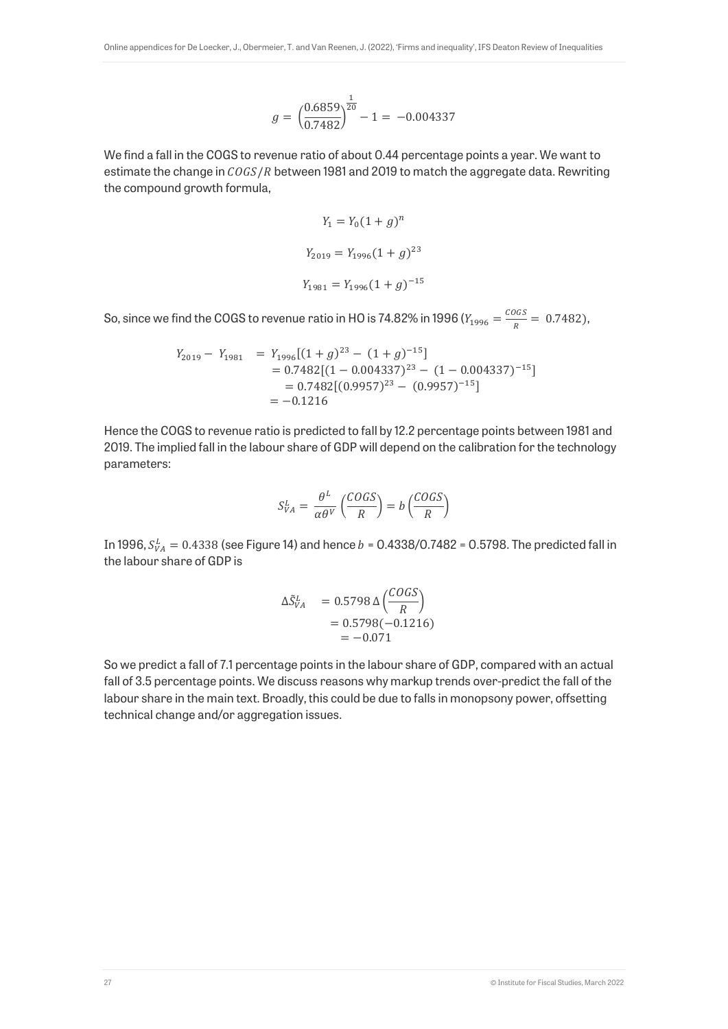$$g = \left(\frac{0.6859}{0.7482}\right)^{\frac{1}{20}} - 1 = -0.004337$$

We find a fall in the COGS to revenue ratio of about 0.44 percentage points a year. We want to estimate the change in $COGS/R$ between 1981 and 2019 to match the aggregate data. Rewriting the compound growth formula,

$$Y_1 = Y_0(1+g)^n$$

$$Y_{2019} = Y_{1996}(1+g)^{23}$$

$$Y_{1981} = Y_{1996}(1+g)^{-15}$$

So, since we find the COGS to revenue ratio in HO is 74.82% in 1996 ($Y_{1996} = \frac{COGS}{R} = 0.7482$),

$$\begin{aligned} Y_{2019} - Y_{1981} &= Y_{1996}[(1+g)^{23} - (1+g)^{-15}] \\ &= 0.7482[(1-0.004337)^{23} - (1-0.004337)^{-15}] \\ &= 0.7482[(0.9957)^{23} - (0.9957)^{-15}] \\ &= -0.1216 \end{aligned}$$

Hence the COGS to revenue ratio is predicted to fall by 12.2 percentage points between 1981 and 2019. The implied fall in the labour share of GDP will depend on the calibration for the technology parameters:

$$S_{VA}^{L} = \frac{\theta^{L}}{\alpha\theta^{V}}\left(\frac{COGS}{R}\right) = b\left(\frac{COGS}{R}\right)$$

In 1996, $S_{VA}^{L} = 0.4338$ (see Figure 14) and hence $b$ = 0.4338/0.7482 = 0.5798. The predicted fall in the labour share of GDP is

$$\begin{aligned} \Delta\tilde{S}_{VA}^{L} &= 0.5798\,\Delta\left(\frac{COGS}{R}\right) \\ &= 0.5798(-0.1216) \\ &= -0.071 \end{aligned}$$

So we predict a fall of 7.1 percentage points in the labour share of GDP, compared with an actual fall of 3.5 percentage points. We discuss reasons why markup trends over-predict the fall of the labour share in the main text. Broadly, this could be due to falls in monopsony power, offsetting technical change and/or aggregation issues.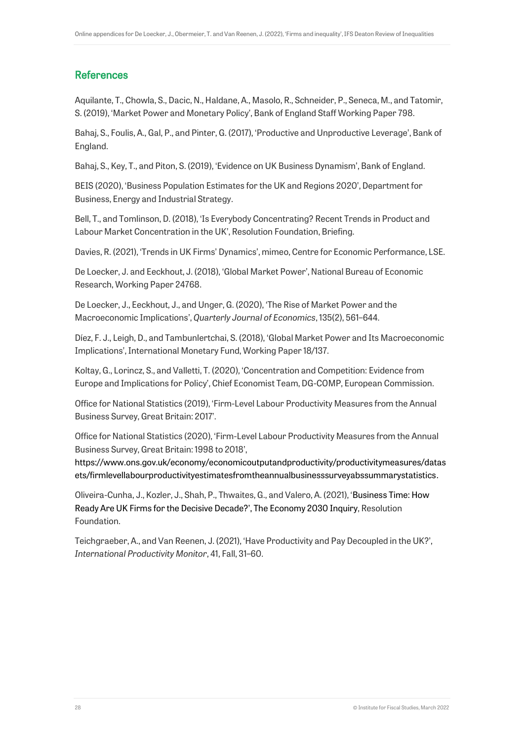## References

Aquilante, T., Chowla, S., Dacic, N., Haldane, A., Masolo, R., Schneider, P., Seneca, M., and Tatomir, S. (2019), 'Market Power and Monetary Policy', Bank of England Staff Working Paper 798.

Bahaj, S., Foulis, A., Gal, P., and Pinter, G. (2017), 'Productive and Unproductive Leverage', Bank of England.

Bahaj, S., Key, T., and Piton, S. (2019), 'Evidence on UK Business Dynamism', Bank of England.

BEIS (2020), 'Business Population Estimates for the UK and Regions 2020', Department for Business, Energy and Industrial Strategy.

Bell, T., and Tomlinson, D. (2018), 'Is Everybody Concentrating? Recent Trends in Product and Labour Market Concentration in the UK', Resolution Foundation, Briefing.

Davies, R. (2021), 'Trends in UK Firms' Dynamics', mimeo, Centre for Economic Performance, LSE.

De Loecker, J. and Eeckhout, J. (2018), 'Global Market Power', National Bureau of Economic Research, Working Paper 24768.

De Loecker, J., Eeckhout, J., and Unger, G. (2020), 'The Rise of Market Power and the Macroeconomic Implications', *Quarterly Journal of Economics*, 135(2), 561–644.

Díez, F. J., Leigh, D., and Tambunlertchai, S. (2018), 'Global Market Power and Its Macroeconomic Implications', International Monetary Fund, Working Paper 18/137.

Koltay, G., Lorincz, S., and Valletti, T. (2020), 'Concentration and Competition: Evidence from Europe and Implications for Policy', Chief Economist Team, DG-COMP, European Commission.

Office for National Statistics (2019), 'Firm-Level Labour Productivity Measures from the Annual Business Survey, Great Britain: 2017'.

Office for National Statistics (2020), 'Firm-Level Labour Productivity Measures from the Annual Business Survey, Great Britain: 1998 to 2018', https://www.ons.gov.uk/economy/economicoutputandproductivity/productivitymeasures/datasets/firmlevellabourproductivityestimatesfromtheannualbusinesssurveyabssummarystatistics.

Oliveira-Cunha, J., Kozler, J., Shah, P., Thwaites, G., and Valero, A. (2021), 'Business Time: How Ready Are UK Firms for the Decisive Decade?', The Economy 2030 Inquiry, Resolution Foundation.

Teichgraeber, A., and Van Reenen, J. (2021), 'Have Productivity and Pay Decoupled in the UK?', *International Productivity Monitor*, 41, Fall, 31–60.